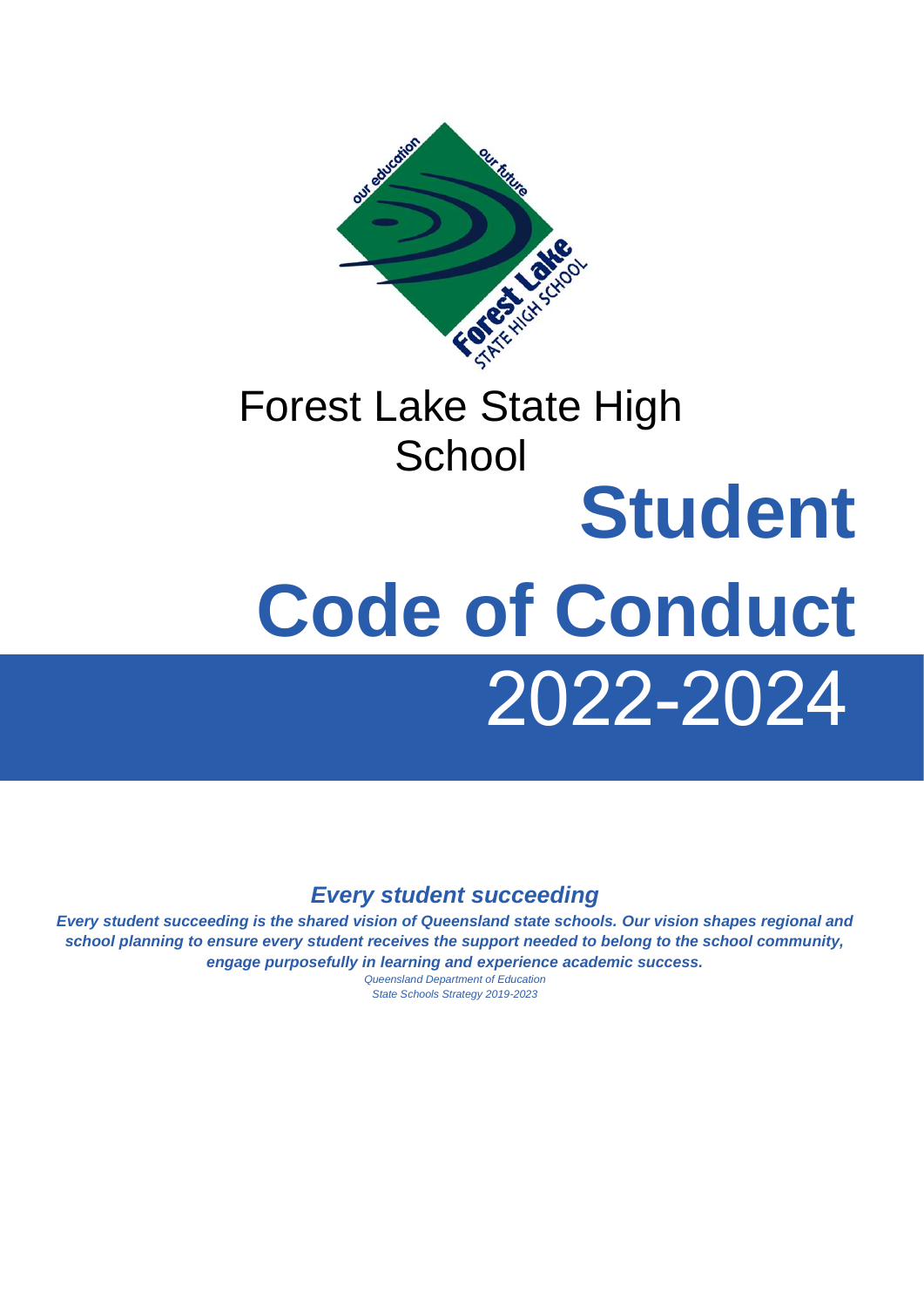Forest Lake State High School

# Student Code of Conduct

# 2022-2024

***Every student succeeding***

***Every student succeeding is the shared vision of Queensland state schools. Our vision shapes regional and school planning to ensure every student receives the support needed to belong to the school community, engage purposefully in learning and experience academic success.***

*Queensland Department of Education*
*State Schools Strategy 2019-2023*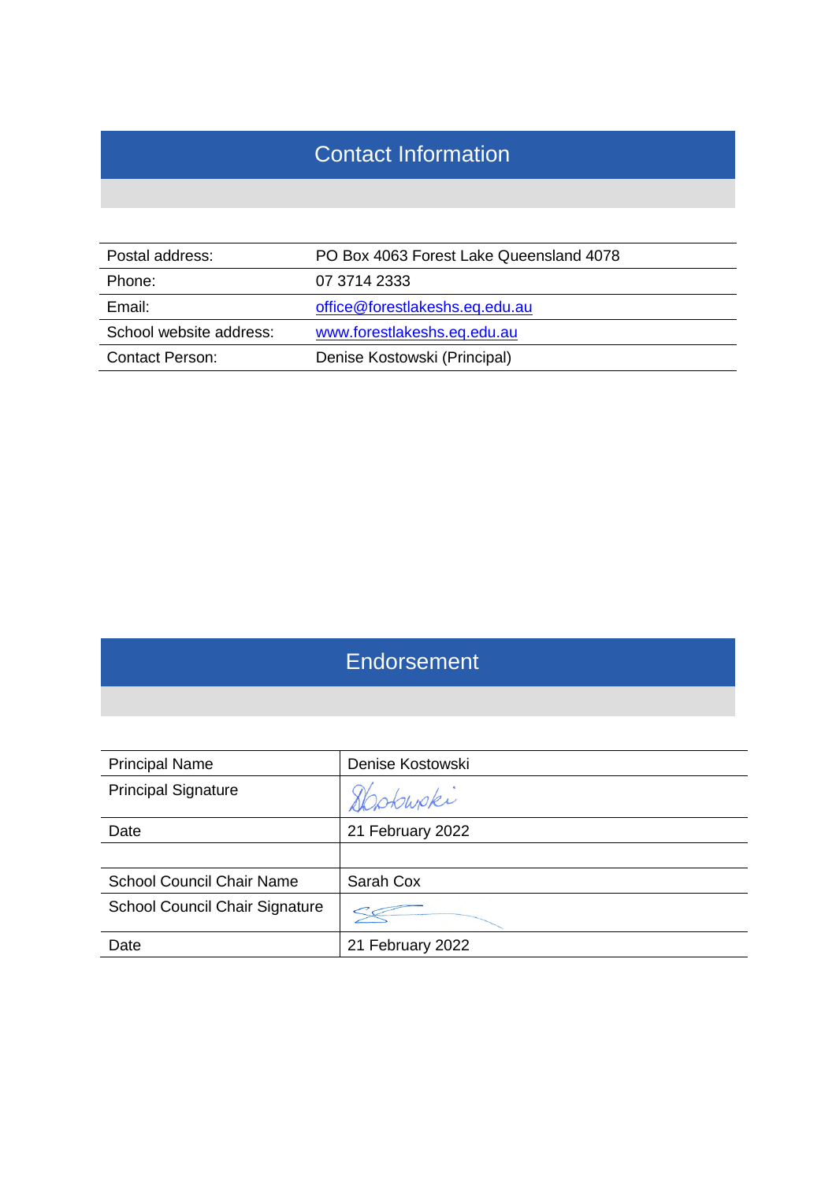## Contact Information

| Postal address: | PO Box 4063 Forest Lake Queensland 4078 |
|---|---|
| Phone: | 07 3714 2333 |
| Email: | office@forestlakeshs.eq.edu.au |
| School website address: | www.forestlakeshs.eq.edu.au |
| Contact Person: | Denise Kostowski (Principal) |

## Endorsement

| Principal Name | Denise Kostowski |
|---|---|
| Principal Signature | DKostowski |
| Date | 21 February 2022 |
| | |
| School Council Chair Name | Sarah Cox |
| School Council Chair Signature | |
| Date | 21 February 2022 |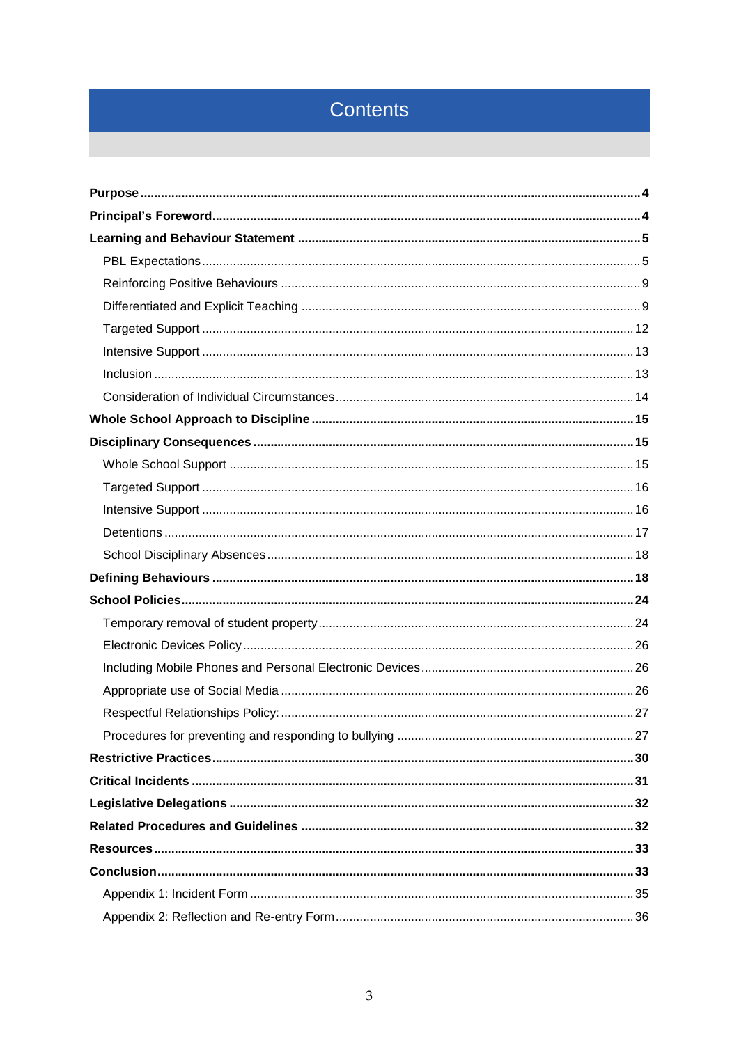# Contents

**Purpose** .......... **4**

**Principal's Foreword** .......... **4**

**Learning and Behaviour Statement** .......... **5**

- PBL Expectations .......... 5
- Reinforcing Positive Behaviours .......... 9
- Differentiated and Explicit Teaching .......... 9
- Targeted Support .......... 12
- Intensive Support .......... 13
- Inclusion .......... 13
- Consideration of Individual Circumstances .......... 14

**Whole School Approach to Discipline** .......... **15**

**Disciplinary Consequences** .......... **15**

- Whole School Support .......... 15
- Targeted Support .......... 16
- Intensive Support .......... 16
- Detentions .......... 17
- School Disciplinary Absences .......... 18

**Defining Behaviours** .......... **18**

**School Policies** .......... **24**

- Temporary removal of student property .......... 24
- Electronic Devices Policy .......... 26
- Including Mobile Phones and Personal Electronic Devices .......... 26
- Appropriate use of Social Media .......... 26
- Respectful Relationships Policy: .......... 27
- Procedures for preventing and responding to bullying .......... 27

**Restrictive Practices** .......... **30**

**Critical Incidents** .......... **31**

**Legislative Delegations** .......... **32**

**Related Procedures and Guidelines** .......... **32**

**Resources** .......... **33**

**Conclusion** .......... **33**

- Appendix 1: Incident Form .......... 35
- Appendix 2: Reflection and Re-entry Form .......... 36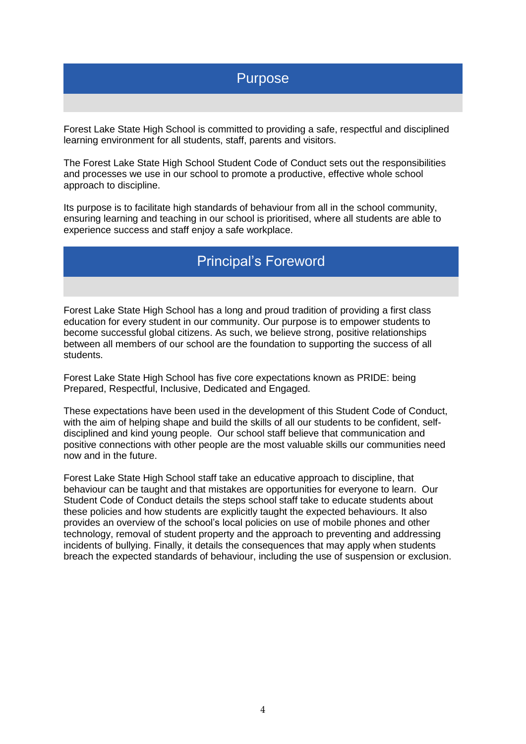# Purpose

Forest Lake State High School is committed to providing a safe, respectful and disciplined learning environment for all students, staff, parents and visitors.

The Forest Lake State High School Student Code of Conduct sets out the responsibilities and processes we use in our school to promote a productive, effective whole school approach to discipline.

Its purpose is to facilitate high standards of behaviour from all in the school community, ensuring learning and teaching in our school is prioritised, where all students are able to experience success and staff enjoy a safe workplace.

# Principal's Foreword

Forest Lake State High School has a long and proud tradition of providing a first class education for every student in our community. Our purpose is to empower students to become successful global citizens. As such, we believe strong, positive relationships between all members of our school are the foundation to supporting the success of all students.

Forest Lake State High School has five core expectations known as PRIDE: being Prepared, Respectful, Inclusive, Dedicated and Engaged.

These expectations have been used in the development of this Student Code of Conduct, with the aim of helping shape and build the skills of all our students to be confident, self-disciplined and kind young people. Our school staff believe that communication and positive connections with other people are the most valuable skills our communities need now and in the future.

Forest Lake State High School staff take an educative approach to discipline, that behaviour can be taught and that mistakes are opportunities for everyone to learn. Our Student Code of Conduct details the steps school staff take to educate students about these policies and how students are explicitly taught the expected behaviours. It also provides an overview of the school's local policies on use of mobile phones and other technology, removal of student property and the approach to preventing and addressing incidents of bullying. Finally, it details the consequences that may apply when students breach the expected standards of behaviour, including the use of suspension or exclusion.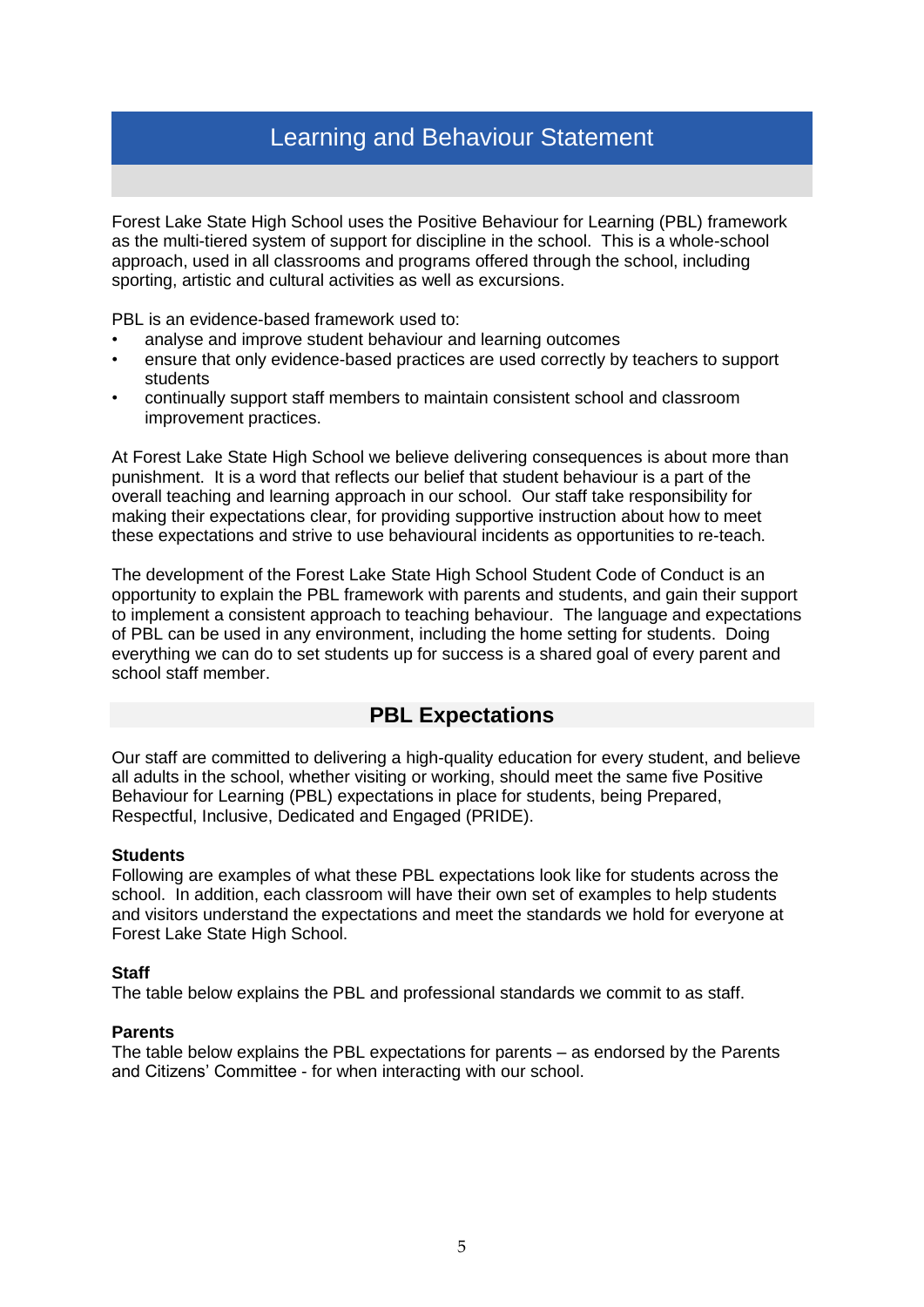# Learning and Behaviour Statement

Forest Lake State High School uses the Positive Behaviour for Learning (PBL) framework as the multi-tiered system of support for discipline in the school. This is a whole-school approach, used in all classrooms and programs offered through the school, including sporting, artistic and cultural activities as well as excursions.

PBL is an evidence-based framework used to:

- analyse and improve student behaviour and learning outcomes
- ensure that only evidence-based practices are used correctly by teachers to support students
- continually support staff members to maintain consistent school and classroom improvement practices.

At Forest Lake State High School we believe delivering consequences is about more than punishment. It is a word that reflects our belief that student behaviour is a part of the overall teaching and learning approach in our school. Our staff take responsibility for making their expectations clear, for providing supportive instruction about how to meet these expectations and strive to use behavioural incidents as opportunities to re-teach.

The development of the Forest Lake State High School Student Code of Conduct is an opportunity to explain the PBL framework with parents and students, and gain their support to implement a consistent approach to teaching behaviour. The language and expectations of PBL can be used in any environment, including the home setting for students. Doing everything we can do to set students up for success is a shared goal of every parent and school staff member.

## PBL Expectations

Our staff are committed to delivering a high-quality education for every student, and believe all adults in the school, whether visiting or working, should meet the same five Positive Behaviour for Learning (PBL) expectations in place for students, being Prepared, Respectful, Inclusive, Dedicated and Engaged (PRIDE).

**Students**
Following are examples of what these PBL expectations look like for students across the school. In addition, each classroom will have their own set of examples to help students and visitors understand the expectations and meet the standards we hold for everyone at Forest Lake State High School.

**Staff**
The table below explains the PBL and professional standards we commit to as staff.

**Parents**
The table below explains the PBL expectations for parents – as endorsed by the Parents and Citizens' Committee - for when interacting with our school.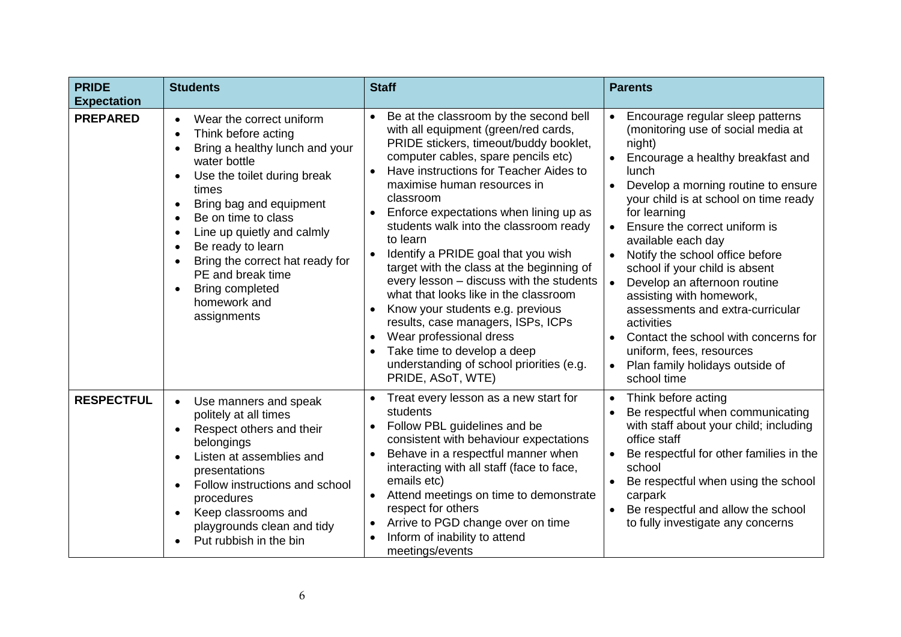| PRIDE Expectation | Students | Staff | Parents |
|---|---|---|---|
| **PREPARED** | • Wear the correct uniform<br>• Think before acting<br>• Bring a healthy lunch and your water bottle<br>• Use the toilet during break times<br>• Bring bag and equipment<br>• Be on time to class<br>• Line up quietly and calmly<br>• Be ready to learn<br>• Bring the correct hat ready for PE and break time<br>• Bring completed homework and assignments | • Be at the classroom by the second bell with all equipment (green/red cards, PRIDE stickers, timeout/buddy booklet, computer cables, spare pencils etc)<br>• Have instructions for Teacher Aides to maximise human resources in classroom<br>• Enforce expectations when lining up as students walk into the classroom ready to learn<br>• Identify a PRIDE goal that you wish target with the class at the beginning of every lesson – discuss with the students what that looks like in the classroom<br>• Know your students e.g. previous results, case managers, ISPs, ICPs<br>• Wear professional dress<br>• Take time to develop a deep understanding of school priorities (e.g. PRIDE, ASoT, WTE) | • Encourage regular sleep patterns (monitoring use of social media at night)<br>• Encourage a healthy breakfast and lunch<br>• Develop a morning routine to ensure your child is at school on time ready for learning<br>• Ensure the correct uniform is available each day<br>• Notify the school office before school if your child is absent<br>• Develop an afternoon routine assisting with homework, assessments and extra-curricular activities<br>• Contact the school with concerns for uniform, fees, resources<br>• Plan family holidays outside of school time |
| **RESPECTFUL** | • Use manners and speak politely at all times<br>• Respect others and their belongings<br>• Listen at assemblies and presentations<br>• Follow instructions and school procedures<br>• Keep classrooms and playgrounds clean and tidy<br>• Put rubbish in the bin | • Treat every lesson as a new start for students<br>• Follow PBL guidelines and be consistent with behaviour expectations<br>• Behave in a respectful manner when interacting with all staff (face to face, emails etc)<br>• Attend meetings on time to demonstrate respect for others<br>• Arrive to PGD change over on time<br>• Inform of inability to attend meetings/events | • Think before acting<br>• Be respectful when communicating with staff about your child; including office staff<br>• Be respectful for other families in the school<br>• Be respectful when using the school carpark<br>• Be respectful and allow the school to fully investigate any concerns |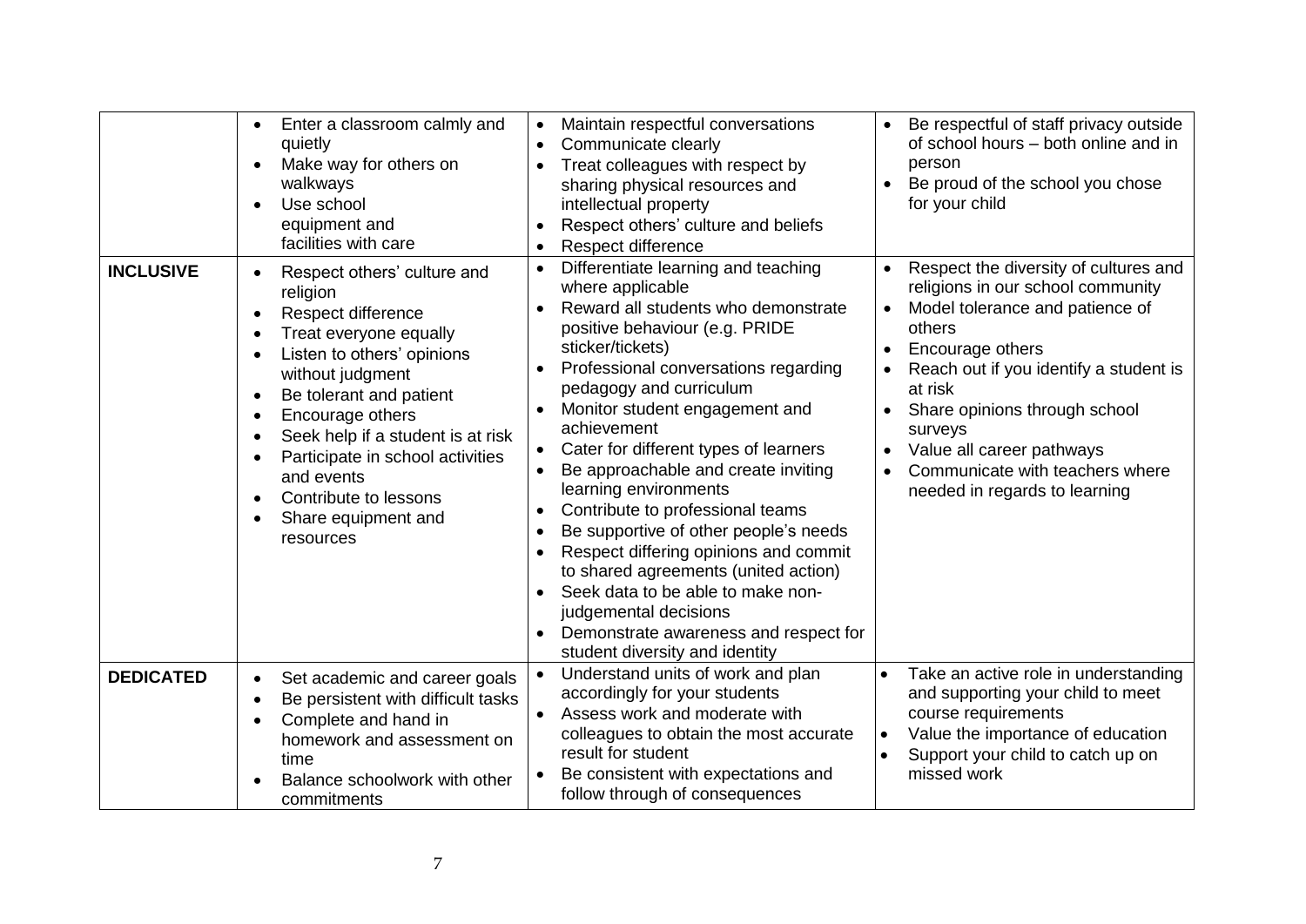| | | | |
|---|---|---|---|
| | • Enter a classroom calmly and quietly<br>• Make way for others on walkways<br>• Use school equipment and facilities with care | • Maintain respectful conversations<br>• Communicate clearly<br>• Treat colleagues with respect by sharing physical resources and intellectual property<br>• Respect others' culture and beliefs<br>• Respect difference | • Be respectful of staff privacy outside of school hours – both online and in person<br>• Be proud of the school you chose for your child |
| **INCLUSIVE** | • Respect others' culture and religion<br>• Respect difference<br>• Treat everyone equally<br>• Listen to others' opinions without judgment<br>• Be tolerant and patient<br>• Encourage others<br>• Seek help if a student is at risk<br>• Participate in school activities and events<br>• Contribute to lessons<br>• Share equipment and resources | • Differentiate learning and teaching where applicable<br>• Reward all students who demonstrate positive behaviour (e.g. PRIDE sticker/tickets)<br>• Professional conversations regarding pedagogy and curriculum<br>• Monitor student engagement and achievement<br>• Cater for different types of learners<br>• Be approachable and create inviting learning environments<br>• Contribute to professional teams<br>• Be supportive of other people's needs<br>• Respect differing opinions and commit to shared agreements (united action)<br>• Seek data to be able to make non-judgemental decisions<br>• Demonstrate awareness and respect for student diversity and identity | • Respect the diversity of cultures and religions in our school community<br>• Model tolerance and patience of others<br>• Encourage others<br>• Reach out if you identify a student is at risk<br>• Share opinions through school surveys<br>• Value all career pathways<br>• Communicate with teachers where needed in regards to learning |
| **DEDICATED** | • Set academic and career goals<br>• Be persistent with difficult tasks<br>• Complete and hand in homework and assessment on time<br>• Balance schoolwork with other commitments | • Understand units of work and plan accordingly for your students<br>• Assess work and moderate with colleagues to obtain the most accurate result for student<br>• Be consistent with expectations and follow through of consequences | • Take an active role in understanding and supporting your child to meet course requirements<br>• Value the importance of education<br>• Support your child to catch up on missed work |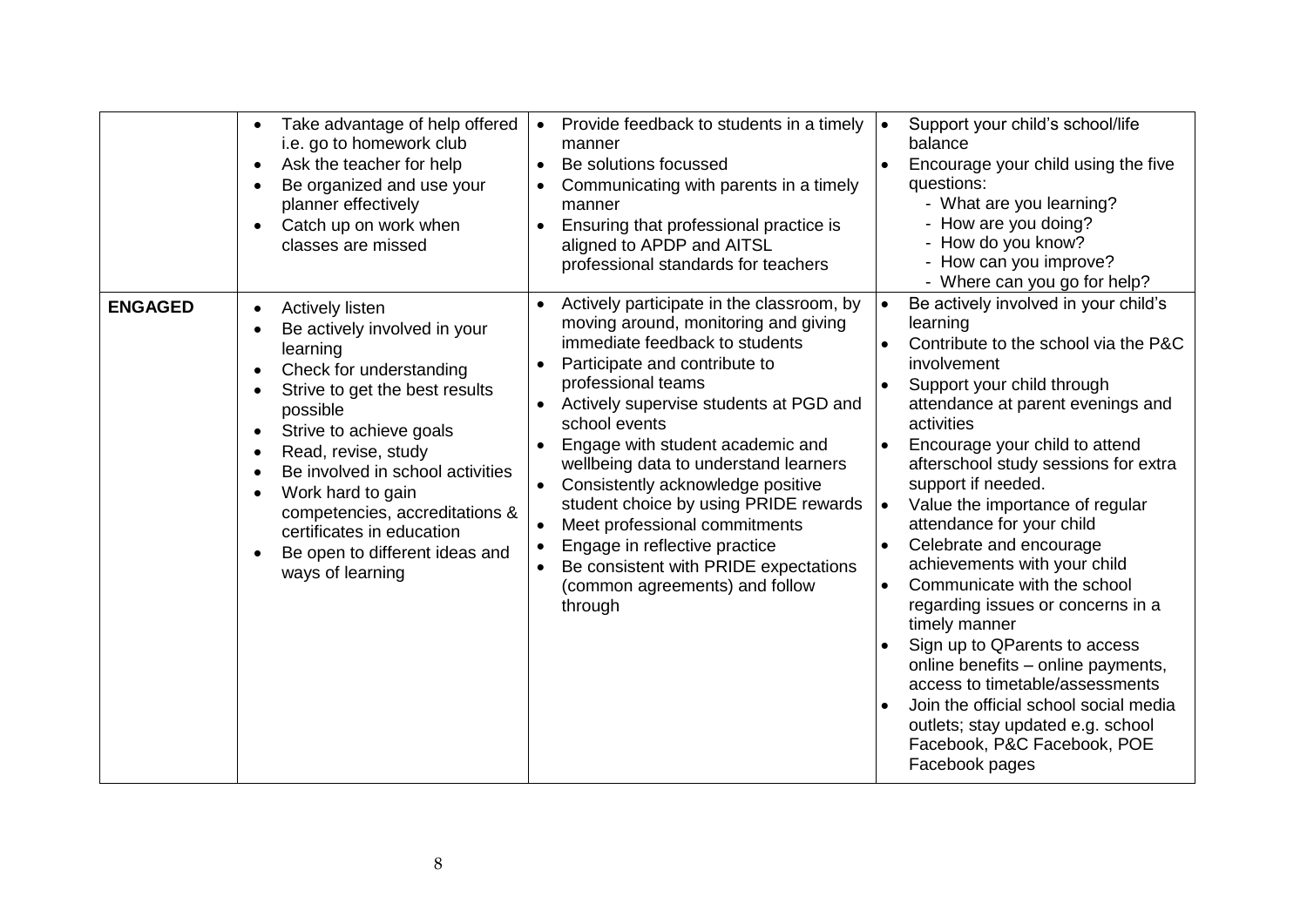| | | | |
|---|---|---|---|
| | • Take advantage of help offered i.e. go to homework club<br>• Ask the teacher for help<br>• Be organized and use your planner effectively<br>• Catch up on work when classes are missed | • Provide feedback to students in a timely manner<br>• Be solutions focussed<br>• Communicating with parents in a timely manner<br>• Ensuring that professional practice is aligned to APDP and AITSL professional standards for teachers | • Support your child's school/life balance<br>• Encourage your child using the five questions:<br>- What are you learning?<br>- How are you doing?<br>- How do you know?<br>- How can you improve?<br>- Where can you go for help? |
| **ENGAGED** | • Actively listen<br>• Be actively involved in your learning<br>• Check for understanding<br>• Strive to get the best results possible<br>• Strive to achieve goals<br>• Read, revise, study<br>• Be involved in school activities<br>• Work hard to gain competencies, accreditations & certificates in education<br>• Be open to different ideas and ways of learning | • Actively participate in the classroom, by moving around, monitoring and giving immediate feedback to students<br>• Participate and contribute to professional teams<br>• Actively supervise students at PGD and school events<br>• Engage with student academic and wellbeing data to understand learners<br>• Consistently acknowledge positive student choice by using PRIDE rewards<br>• Meet professional commitments<br>• Engage in reflective practice<br>• Be consistent with PRIDE expectations (common agreements) and follow through | • Be actively involved in your child's learning<br>• Contribute to the school via the P&C involvement<br>• Support your child through attendance at parent evenings and activities<br>• Encourage your child to attend afterschool study sessions for extra support if needed.<br>• Value the importance of regular attendance for your child<br>• Celebrate and encourage achievements with your child<br>• Communicate with the school regarding issues or concerns in a timely manner<br>• Sign up to QParents to access online benefits – online payments, access to timetable/assessments<br>• Join the official school social media outlets; stay updated e.g. school Facebook, P&C Facebook, POE Facebook pages |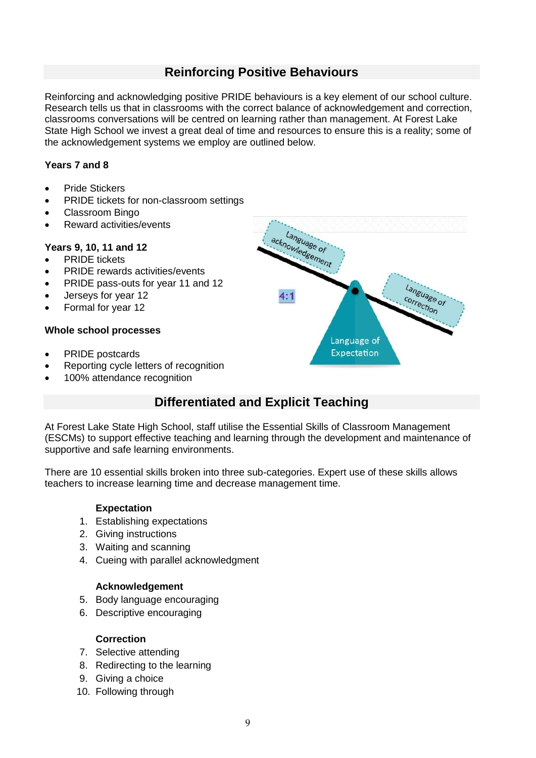## Reinforcing Positive Behaviours

Reinforcing and acknowledging positive PRIDE behaviours is a key element of our school culture. Research tells us that in classrooms with the correct balance of acknowledgement and correction, classrooms conversations will be centred on learning rather than management. At Forest Lake State High School we invest a great deal of time and resources to ensure this is a reality; some of the acknowledgement systems we employ are outlined below.

**Years 7 and 8**

- Pride Stickers
- PRIDE tickets for non-classroom settings
- Classroom Bingo
- Reward activities/events

**Years 9, 10, 11 and 12**

- PRIDE tickets
- PRIDE rewards activities/events
- PRIDE pass-outs for year 11 and 12
- Jerseys for year 12
- Formal for year 12

**Whole school processes**

- PRIDE postcards
- Reporting cycle letters of recognition
- 100% attendance recognition

## Differentiated and Explicit Teaching

At Forest Lake State High School, staff utilise the Essential Skills of Classroom Management (ESCMs) to support effective teaching and learning through the development and maintenance of supportive and safe learning environments.

There are 10 essential skills broken into three sub-categories. Expert use of these skills allows teachers to increase learning time and decrease management time.

**Expectation**

1. Establishing expectations
2. Giving instructions
3. Waiting and scanning
4. Cueing with parallel acknowledgment

**Acknowledgement**

5. Body language encouraging
6. Descriptive encouraging

**Correction**

7. Selective attending
8. Redirecting to the learning
9. Giving a choice
10. Following through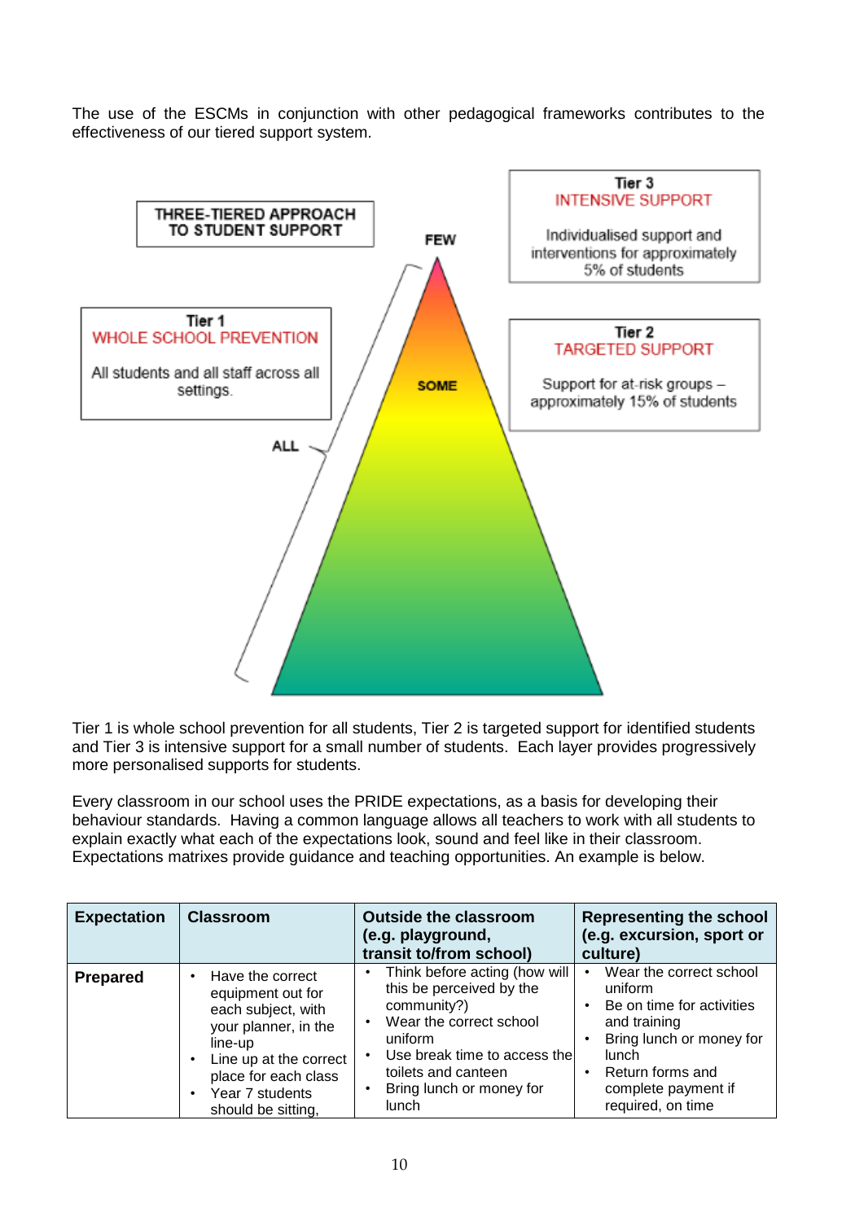The use of the ESCMs in conjunction with other pedagogical frameworks contributes to the effectiveness of our tiered support system.

**THREE-TIERED APPROACH TO STUDENT SUPPORT**

**Tier 3**
INTENSIVE SUPPORT
Individualised support and interventions for approximately 5% of students

**Tier 2**
TARGETED SUPPORT
Support for at-risk groups – approximately 15% of students

**Tier 1**
WHOLE SCHOOL PREVENTION
All students and all staff across all settings.

FEW

SOME

ALL

Tier 1 is whole school prevention for all students, Tier 2 is targeted support for identified students and Tier 3 is intensive support for a small number of students. Each layer provides progressively more personalised supports for students.

Every classroom in our school uses the PRIDE expectations, as a basis for developing their behaviour standards. Having a common language allows all teachers to work with all students to explain exactly what each of the expectations look, sound and feel like in their classroom. Expectations matrixes provide guidance and teaching opportunities. An example is below.

| Expectation | Classroom | Outside the classroom (e.g. playground, transit to/from school) | Representing the school (e.g. excursion, sport or culture) |
|---|---|---|---|
| **Prepared** | • Have the correct equipment out for each subject, with your planner, in the line-up<br>• Line up at the correct place for each class<br>• Year 7 students should be sitting, | • Think before acting (how will this be perceived by the community?)<br>• Wear the correct school uniform<br>• Use break time to access the toilets and canteen<br>• Bring lunch or money for lunch | • Wear the correct school uniform<br>• Be on time for activities and training<br>• Bring lunch or money for lunch<br>• Return forms and complete payment if required, on time |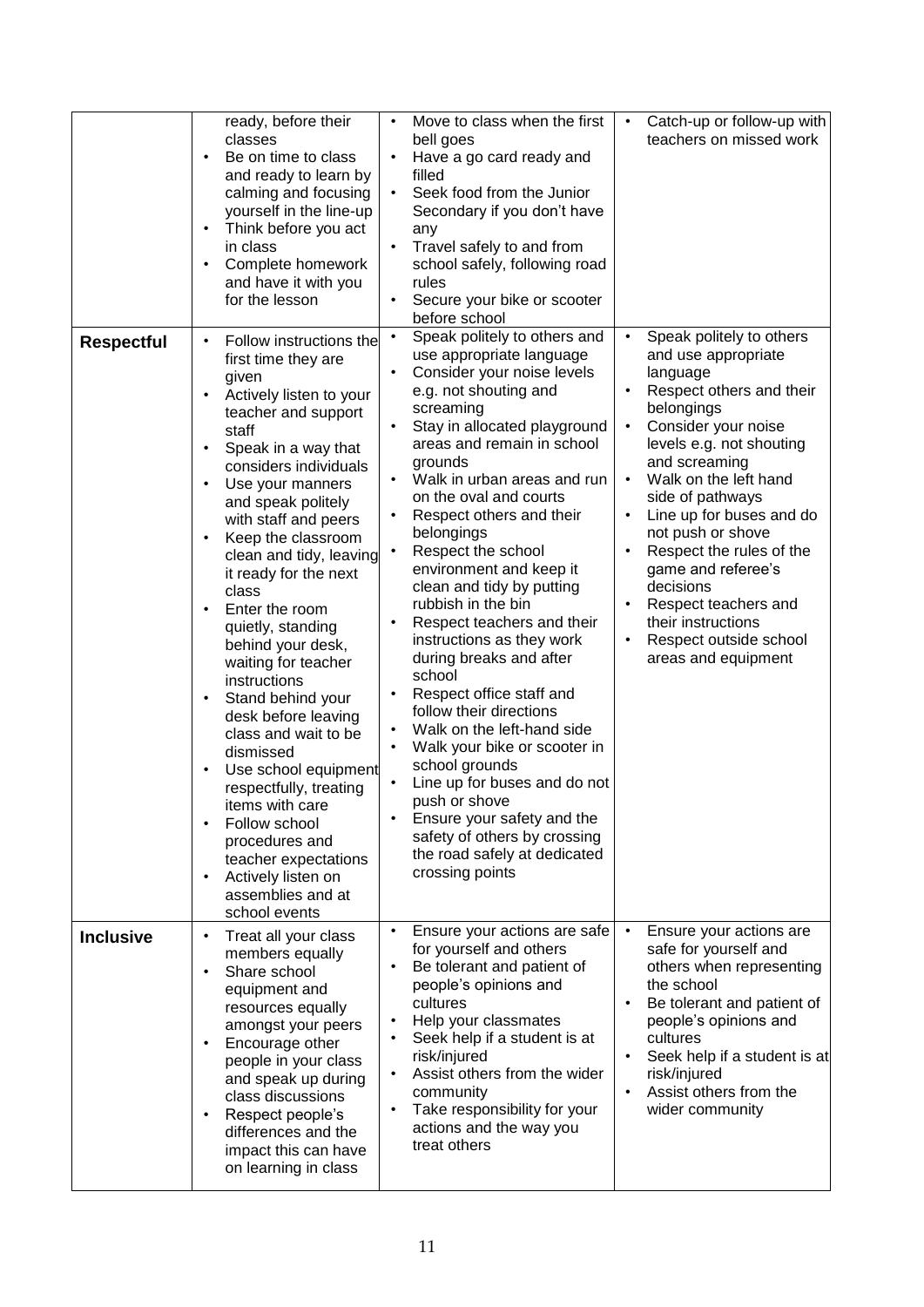| | | | |
|---|---|---|---|
| | ready, before their classes<br>• Be on time to class and ready to learn by calming and focusing yourself in the line-up<br>• Think before you act in class<br>• Complete homework and have it with you for the lesson | • Move to class when the first bell goes<br>• Have a go card ready and filled<br>• Seek food from the Junior Secondary if you don't have any<br>• Travel safely to and from school safely, following road rules<br>• Secure your bike or scooter before school | • Catch-up or follow-up with teachers on missed work |
| **Respectful** | • Follow instructions the first time they are given<br>• Actively listen to your teacher and support staff<br>• Speak in a way that considers individuals<br>• Use your manners and speak politely with staff and peers<br>• Keep the classroom clean and tidy, leaving it ready for the next class<br>• Enter the room quietly, standing behind your desk, waiting for teacher instructions<br>• Stand behind your desk before leaving class and wait to be dismissed<br>• Use school equipment respectfully, treating items with care<br>• Follow school procedures and teacher expectations<br>• Actively listen on assemblies and at school events | • Speak politely to others and use appropriate language<br>• Consider your noise levels e.g. not shouting and screaming<br>• Stay in allocated playground areas and remain in school grounds<br>• Walk in urban areas and run on the oval and courts<br>• Respect others and their belongings<br>• Respect the school environment and keep it clean and tidy by putting rubbish in the bin<br>• Respect teachers and their instructions as they work during breaks and after school<br>• Respect office staff and follow their directions<br>• Walk on the left-hand side<br>• Walk your bike or scooter in school grounds<br>• Line up for buses and do not push or shove<br>• Ensure your safety and the safety of others by crossing the road safely at dedicated crossing points | • Speak politely to others and use appropriate language<br>• Respect others and their belongings<br>• Consider your noise levels e.g. not shouting and screaming<br>• Walk on the left hand side of pathways<br>• Line up for buses and do not push or shove<br>• Respect the rules of the game and referee's decisions<br>• Respect teachers and their instructions<br>• Respect outside school areas and equipment |
| **Inclusive** | • Treat all your class members equally<br>• Share school equipment and resources equally amongst your peers<br>• Encourage other people in your class and speak up during class discussions<br>• Respect people's differences and the impact this can have on learning in class | • Ensure your actions are safe for yourself and others<br>• Be tolerant and patient of people's opinions and cultures<br>• Help your classmates<br>• Seek help if a student is at risk/injured<br>• Assist others from the wider community<br>• Take responsibility for your actions and the way you treat others | • Ensure your actions are safe for yourself and others when representing the school<br>• Be tolerant and patient of people's opinions and cultures<br>• Seek help if a student is at risk/injured<br>• Assist others from the wider community |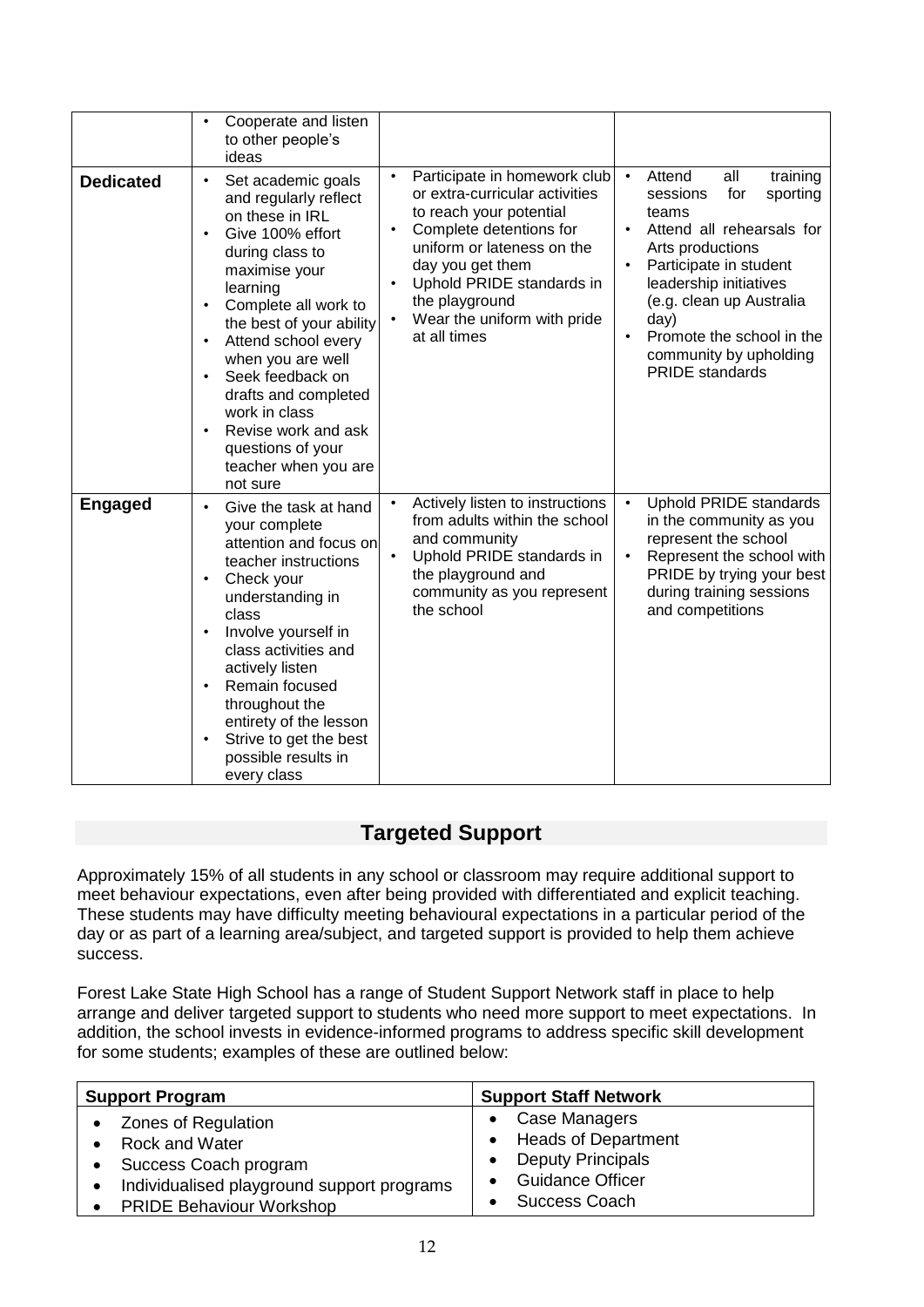| | | | |
|---|---|---|---|
| | • Cooperate and listen to other people's ideas | | |
| **Dedicated** | • Set academic goals and regularly reflect on these in IRL<br>• Give 100% effort during class to maximise your learning<br>• Complete all work to the best of your ability<br>• Attend school every when you are well<br>• Seek feedback on drafts and completed work in class<br>• Revise work and ask questions of your teacher when you are not sure | • Participate in homework club or extra-curricular activities to reach your potential<br>• Complete detentions for uniform or lateness on the day you get them<br>• Uphold PRIDE standards in the playground<br>• Wear the uniform with pride at all times | • Attend all training sessions for sporting teams<br>• Attend all rehearsals for Arts productions<br>• Participate in student leadership initiatives (e.g. clean up Australia day)<br>• Promote the school in the community by upholding PRIDE standards |
| **Engaged** | • Give the task at hand your complete attention and focus on teacher instructions<br>• Check your understanding in class<br>• Involve yourself in class activities and actively listen<br>• Remain focused throughout the entirety of the lesson<br>• Strive to get the best possible results in every class | • Actively listen to instructions from adults within the school and community<br>• Uphold PRIDE standards in the playground and community as you represent the school | • Uphold PRIDE standards in the community as you represent the school<br>• Represent the school with PRIDE by trying your best during training sessions and competitions |

## Targeted Support

Approximately 15% of all students in any school or classroom may require additional support to meet behaviour expectations, even after being provided with differentiated and explicit teaching. These students may have difficulty meeting behavioural expectations in a particular period of the day or as part of a learning area/subject, and targeted support is provided to help them achieve success.

Forest Lake State High School has a range of Student Support Network staff in place to help arrange and deliver targeted support to students who need more support to meet expectations. In addition, the school invests in evidence-informed programs to address specific skill development for some students; examples of these are outlined below:

| Support Program | Support Staff Network |
|---|---|
| • Zones of Regulation<br>• Rock and Water<br>• Success Coach program<br>• Individualised playground support programs<br>• PRIDE Behaviour Workshop | • Case Managers<br>• Heads of Department<br>• Deputy Principals<br>• Guidance Officer<br>• Success Coach |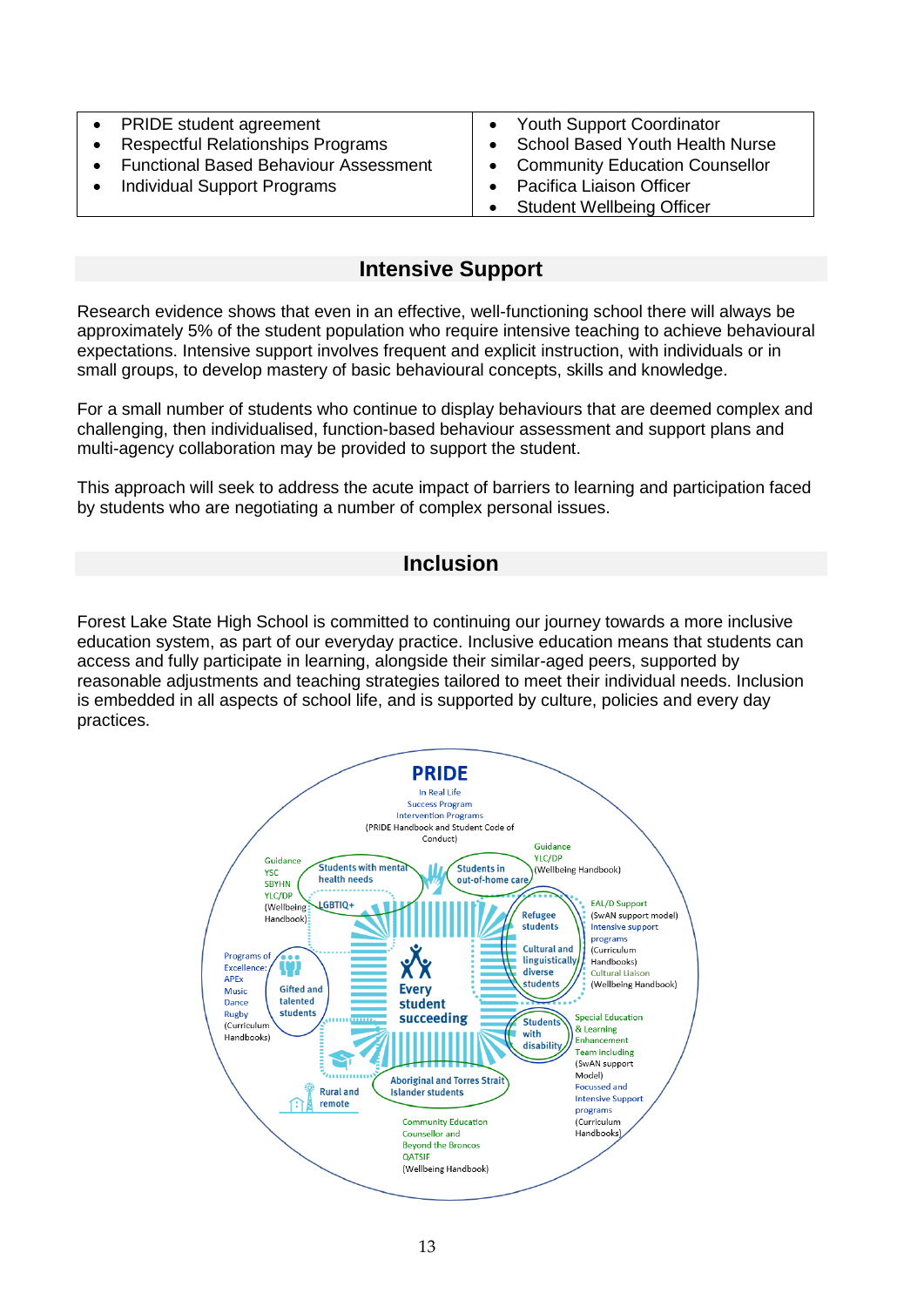| | |
|---|---|
| • PRIDE student agreement<br>• Respectful Relationships Programs<br>• Functional Based Behaviour Assessment<br>• Individual Support Programs | • Youth Support Coordinator<br>• School Based Youth Health Nurse<br>• Community Education Counsellor<br>• Pacifica Liaison Officer<br>• Student Wellbeing Officer |

## Intensive Support

Research evidence shows that even in an effective, well-functioning school there will always be approximately 5% of the student population who require intensive teaching to achieve behavioural expectations. Intensive support involves frequent and explicit instruction, with individuals or in small groups, to develop mastery of basic behavioural concepts, skills and knowledge.

For a small number of students who continue to display behaviours that are deemed complex and challenging, then individualised, function-based behaviour assessment and support plans and multi-agency collaboration may be provided to support the student.

This approach will seek to address the acute impact of barriers to learning and participation faced by students who are negotiating a number of complex personal issues.

## Inclusion

Forest Lake State High School is committed to continuing our journey towards a more inclusive education system, as part of our everyday practice. Inclusive education means that students can access and fully participate in learning, alongside their similar-aged peers, supported by reasonable adjustments and teaching strategies tailored to meet their individual needs. Inclusion is embedded in all aspects of school life, and is supported by culture, policies and every day practices.

**PRIDE**

In Real Life
Success Program
Intervention Programs
(PRIDE Handbook and Student Code of Conduct)

**Every student succeeding**

- Students with mental health needs — Guidance, YSC, SBYHN, YLC/DP (Wellbeing Handbook)
- Students in out-of-home care — Guidance, YLC/DP (Wellbeing Handbook)
- LGBTIQ+
- Refugee students; Cultural and linguistically diverse students — EAL/D Support (SwAN support model), Intensive support programs (Curriculum Handbooks), Cultural Liaison (Wellbeing Handbook)
- Students with disability — Special Education & Learning Enhancement Team including (SwAN support Model), Focussed and Intensive Support programs (Curriculum Handbooks)
- Gifted and talented students — Programs of Excellence: APEx, Music, Dance, Rugby (Curriculum Handbooks)
- Rural and remote
- Aboriginal and Torres Strait Islander students — Community Education Counsellor and Beyond the Broncos, QATSIF (Wellbeing Handbook)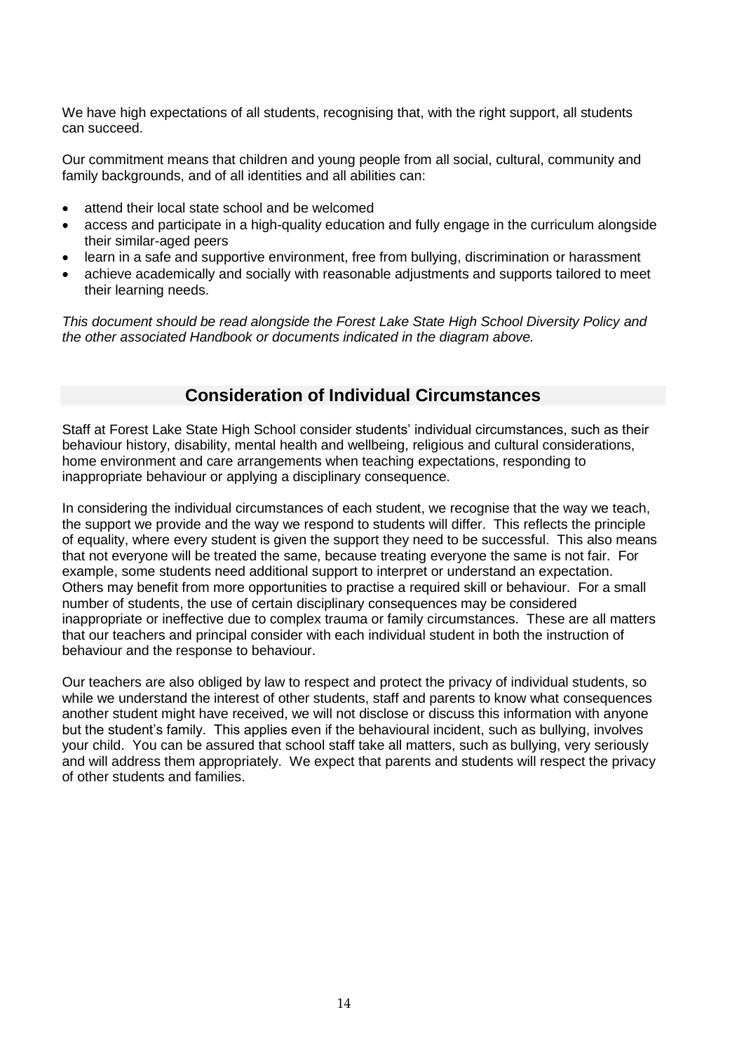We have high expectations of all students, recognising that, with the right support, all students can succeed.

Our commitment means that children and young people from all social, cultural, community and family backgrounds, and of all identities and all abilities can:

- attend their local state school and be welcomed
- access and participate in a high-quality education and fully engage in the curriculum alongside their similar-aged peers
- learn in a safe and supportive environment, free from bullying, discrimination or harassment
- achieve academically and socially with reasonable adjustments and supports tailored to meet their learning needs.

*This document should be read alongside the Forest Lake State High School Diversity Policy and the other associated Handbook or documents indicated in the diagram above.*

## Consideration of Individual Circumstances

Staff at Forest Lake State High School consider students' individual circumstances, such as their behaviour history, disability, mental health and wellbeing, religious and cultural considerations, home environment and care arrangements when teaching expectations, responding to inappropriate behaviour or applying a disciplinary consequence.

In considering the individual circumstances of each student, we recognise that the way we teach, the support we provide and the way we respond to students will differ. This reflects the principle of equality, where every student is given the support they need to be successful. This also means that not everyone will be treated the same, because treating everyone the same is not fair. For example, some students need additional support to interpret or understand an expectation. Others may benefit from more opportunities to practise a required skill or behaviour. For a small number of students, the use of certain disciplinary consequences may be considered inappropriate or ineffective due to complex trauma or family circumstances. These are all matters that our teachers and principal consider with each individual student in both the instruction of behaviour and the response to behaviour.

Our teachers are also obliged by law to respect and protect the privacy of individual students, so while we understand the interest of other students, staff and parents to know what consequences another student might have received, we will not disclose or discuss this information with anyone but the student's family. This applies even if the behavioural incident, such as bullying, involves your child. You can be assured that school staff take all matters, such as bullying, very seriously and will address them appropriately. We expect that parents and students will respect the privacy of other students and families.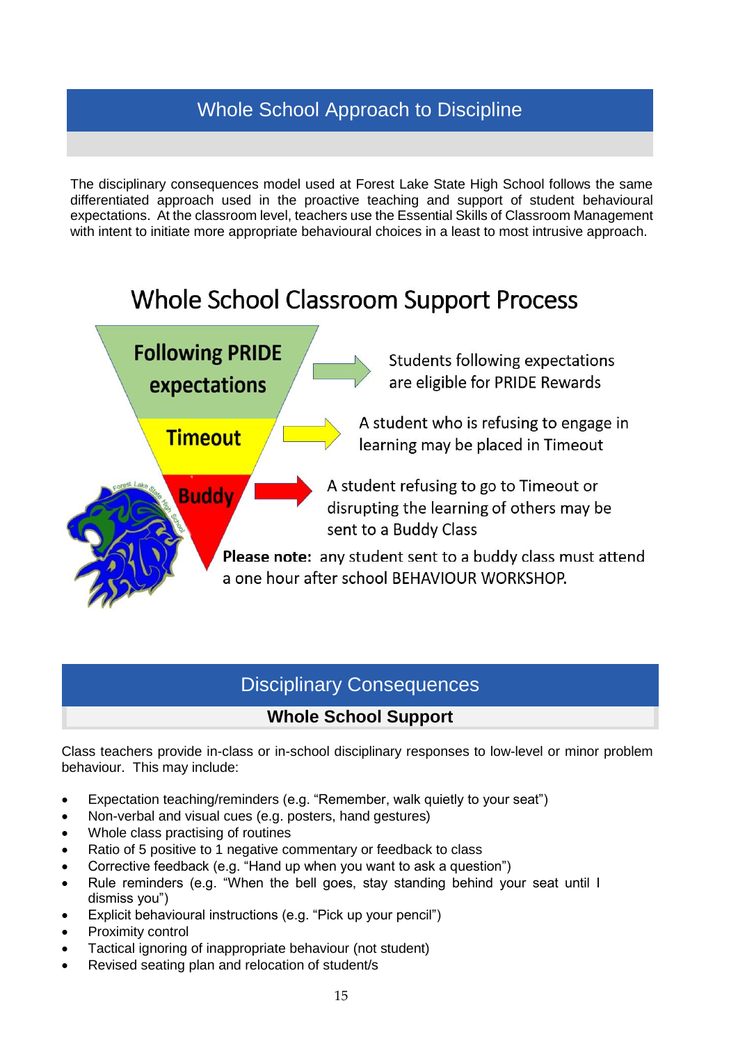## Whole School Approach to Discipline

The disciplinary consequences model used at Forest Lake State High School follows the same differentiated approach used in the proactive teaching and support of student behavioural expectations. At the classroom level, teachers use the Essential Skills of Classroom Management with intent to initiate more appropriate behavioural choices in a least to most intrusive approach.

### Whole School Classroom Support Process

**Following PRIDE expectations** → Students following expectations are eligible for PRIDE Rewards

**Timeout** → A student who is refusing to engage in learning may be placed in Timeout

**Buddy** → A student refusing to go to Timeout or disrupting the learning of others may be sent to a Buddy Class

**Please note:** any student sent to a buddy class must attend a one hour after school BEHAVIOUR WORKSHOP.

## Disciplinary Consequences

### Whole School Support

Class teachers provide in-class or in-school disciplinary responses to low-level or minor problem behaviour. This may include:

- Expectation teaching/reminders (e.g. "Remember, walk quietly to your seat")
- Non-verbal and visual cues (e.g. posters, hand gestures)
- Whole class practising of routines
- Ratio of 5 positive to 1 negative commentary or feedback to class
- Corrective feedback (e.g. "Hand up when you want to ask a question")
- Rule reminders (e.g. "When the bell goes, stay standing behind your seat until I dismiss you")
- Explicit behavioural instructions (e.g. "Pick up your pencil")
- Proximity control
- Tactical ignoring of inappropriate behaviour (not student)
- Revised seating plan and relocation of student/s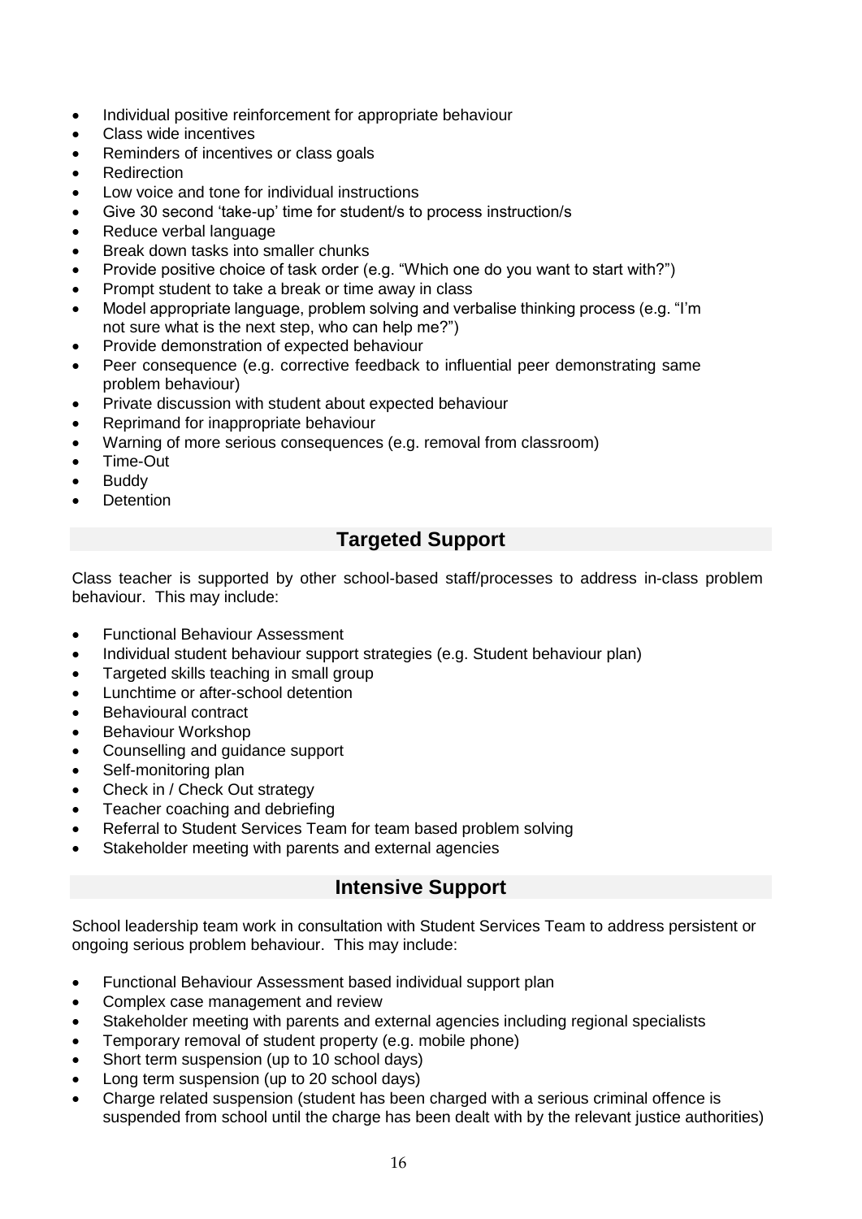- Individual positive reinforcement for appropriate behaviour
- Class wide incentives
- Reminders of incentives or class goals
- Redirection
- Low voice and tone for individual instructions
- Give 30 second 'take-up' time for student/s to process instruction/s
- Reduce verbal language
- Break down tasks into smaller chunks
- Provide positive choice of task order (e.g. "Which one do you want to start with?")
- Prompt student to take a break or time away in class
- Model appropriate language, problem solving and verbalise thinking process (e.g. "I'm not sure what is the next step, who can help me?")
- Provide demonstration of expected behaviour
- Peer consequence (e.g. corrective feedback to influential peer demonstrating same problem behaviour)
- Private discussion with student about expected behaviour
- Reprimand for inappropriate behaviour
- Warning of more serious consequences (e.g. removal from classroom)
- Time-Out
- Buddy
- Detention

## Targeted Support

Class teacher is supported by other school-based staff/processes to address in-class problem behaviour. This may include:

- Functional Behaviour Assessment
- Individual student behaviour support strategies (e.g. Student behaviour plan)
- Targeted skills teaching in small group
- Lunchtime or after-school detention
- Behavioural contract
- Behaviour Workshop
- Counselling and guidance support
- Self-monitoring plan
- Check in / Check Out strategy
- Teacher coaching and debriefing
- Referral to Student Services Team for team based problem solving
- Stakeholder meeting with parents and external agencies

## Intensive Support

School leadership team work in consultation with Student Services Team to address persistent or ongoing serious problem behaviour. This may include:

- Functional Behaviour Assessment based individual support plan
- Complex case management and review
- Stakeholder meeting with parents and external agencies including regional specialists
- Temporary removal of student property (e.g. mobile phone)
- Short term suspension (up to 10 school days)
- Long term suspension (up to 20 school days)
- Charge related suspension (student has been charged with a serious criminal offence is suspended from school until the charge has been dealt with by the relevant justice authorities)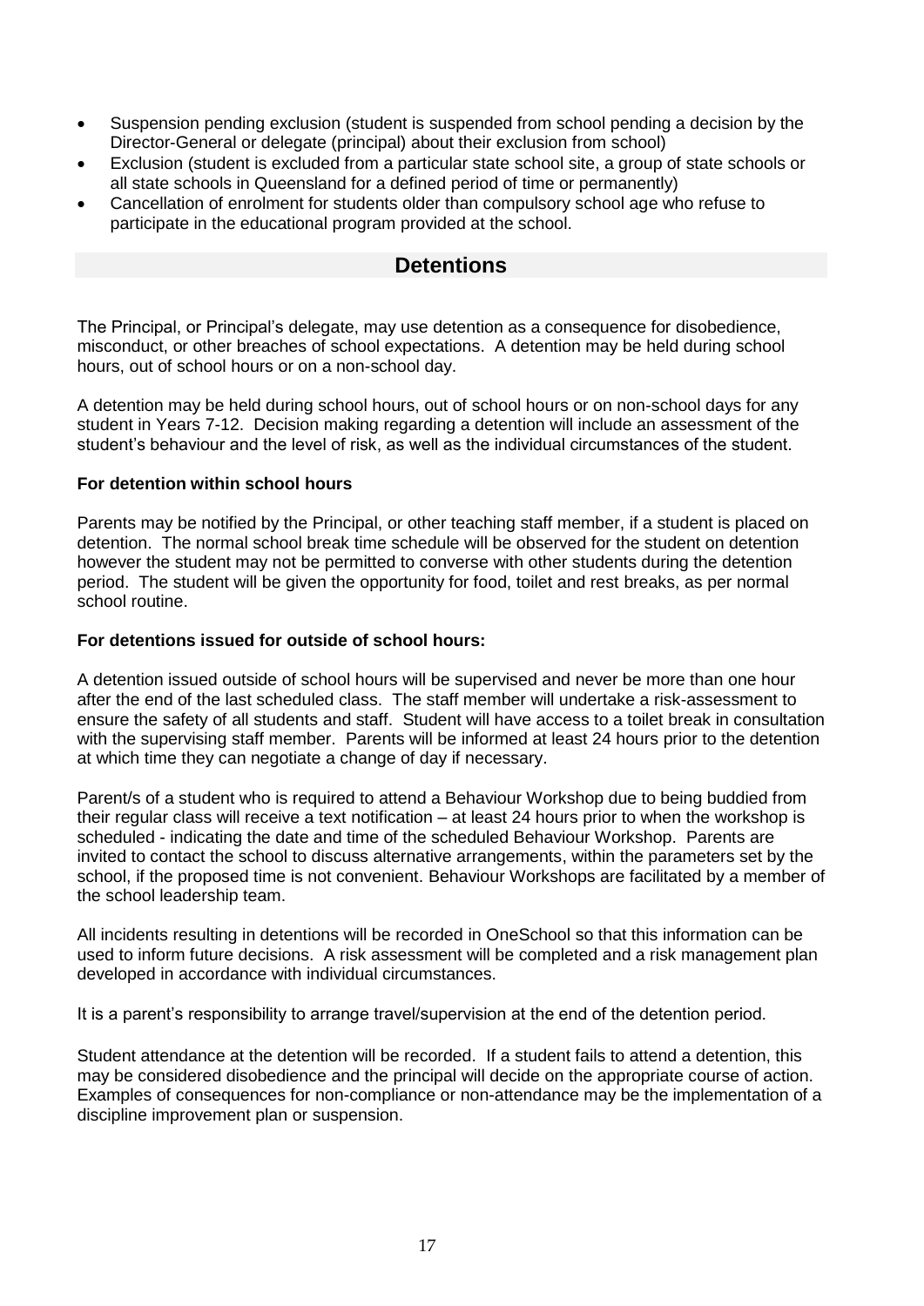- Suspension pending exclusion (student is suspended from school pending a decision by the Director-General or delegate (principal) about their exclusion from school)
- Exclusion (student is excluded from a particular state school site, a group of state schools or all state schools in Queensland for a defined period of time or permanently)
- Cancellation of enrolment for students older than compulsory school age who refuse to participate in the educational program provided at the school.

## Detentions

The Principal, or Principal's delegate, may use detention as a consequence for disobedience, misconduct, or other breaches of school expectations. A detention may be held during school hours, out of school hours or on a non-school day.

A detention may be held during school hours, out of school hours or on non-school days for any student in Years 7-12. Decision making regarding a detention will include an assessment of the student's behaviour and the level of risk, as well as the individual circumstances of the student.

**For detention within school hours**

Parents may be notified by the Principal, or other teaching staff member, if a student is placed on detention. The normal school break time schedule will be observed for the student on detention however the student may not be permitted to converse with other students during the detention period. The student will be given the opportunity for food, toilet and rest breaks, as per normal school routine.

**For detentions issued for outside of school hours:**

A detention issued outside of school hours will be supervised and never be more than one hour after the end of the last scheduled class. The staff member will undertake a risk-assessment to ensure the safety of all students and staff. Student will have access to a toilet break in consultation with the supervising staff member. Parents will be informed at least 24 hours prior to the detention at which time they can negotiate a change of day if necessary.

Parent/s of a student who is required to attend a Behaviour Workshop due to being buddied from their regular class will receive a text notification – at least 24 hours prior to when the workshop is scheduled - indicating the date and time of the scheduled Behaviour Workshop. Parents are invited to contact the school to discuss alternative arrangements, within the parameters set by the school, if the proposed time is not convenient. Behaviour Workshops are facilitated by a member of the school leadership team.

All incidents resulting in detentions will be recorded in OneSchool so that this information can be used to inform future decisions. A risk assessment will be completed and a risk management plan developed in accordance with individual circumstances.

It is a parent's responsibility to arrange travel/supervision at the end of the detention period.

Student attendance at the detention will be recorded. If a student fails to attend a detention, this may be considered disobedience and the principal will decide on the appropriate course of action. Examples of consequences for non-compliance or non-attendance may be the implementation of a discipline improvement plan or suspension.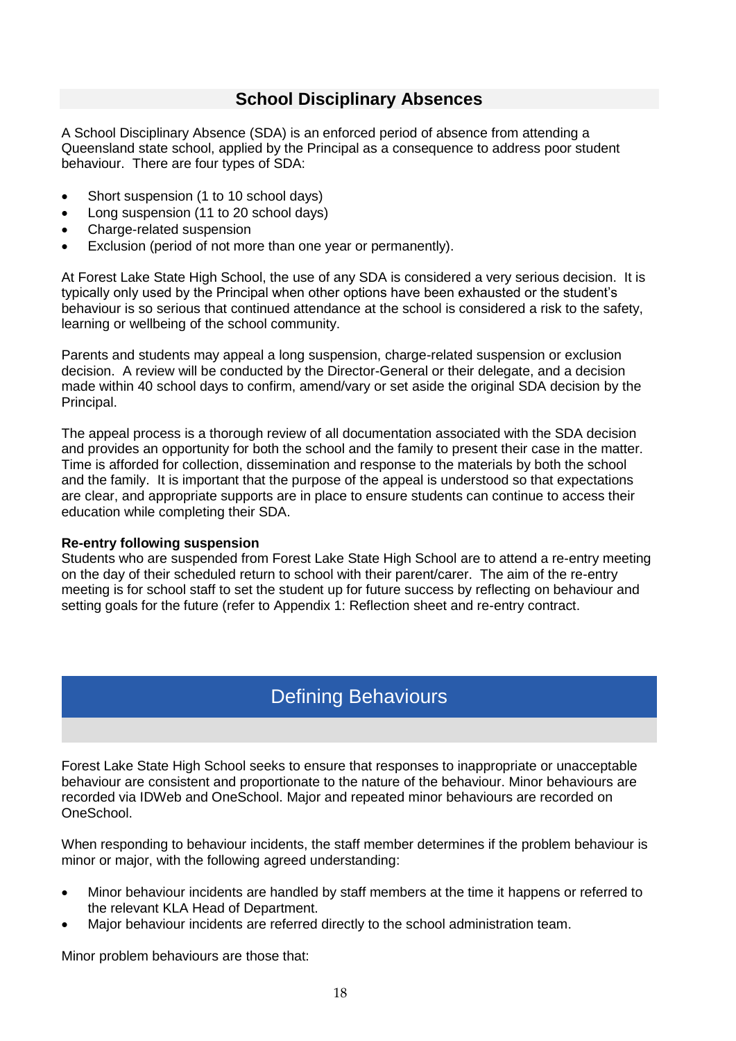## School Disciplinary Absences

A School Disciplinary Absence (SDA) is an enforced period of absence from attending a Queensland state school, applied by the Principal as a consequence to address poor student behaviour. There are four types of SDA:

- Short suspension (1 to 10 school days)
- Long suspension (11 to 20 school days)
- Charge-related suspension
- Exclusion (period of not more than one year or permanently).

At Forest Lake State High School, the use of any SDA is considered a very serious decision. It is typically only used by the Principal when other options have been exhausted or the student's behaviour is so serious that continued attendance at the school is considered a risk to the safety, learning or wellbeing of the school community.

Parents and students may appeal a long suspension, charge-related suspension or exclusion decision. A review will be conducted by the Director-General or their delegate, and a decision made within 40 school days to confirm, amend/vary or set aside the original SDA decision by the Principal.

The appeal process is a thorough review of all documentation associated with the SDA decision and provides an opportunity for both the school and the family to present their case in the matter. Time is afforded for collection, dissemination and response to the materials by both the school and the family. It is important that the purpose of the appeal is understood so that expectations are clear, and appropriate supports are in place to ensure students can continue to access their education while completing their SDA.

**Re-entry following suspension**

Students who are suspended from Forest Lake State High School are to attend a re-entry meeting on the day of their scheduled return to school with their parent/carer. The aim of the re-entry meeting is for school staff to set the student up for future success by reflecting on behaviour and setting goals for the future (refer to Appendix 1: Reflection sheet and re-entry contract.

# Defining Behaviours

Forest Lake State High School seeks to ensure that responses to inappropriate or unacceptable behaviour are consistent and proportionate to the nature of the behaviour. Minor behaviours are recorded via IDWeb and OneSchool. Major and repeated minor behaviours are recorded on OneSchool.

When responding to behaviour incidents, the staff member determines if the problem behaviour is minor or major, with the following agreed understanding:

- Minor behaviour incidents are handled by staff members at the time it happens or referred to the relevant KLA Head of Department.
- Major behaviour incidents are referred directly to the school administration team.

Minor problem behaviours are those that: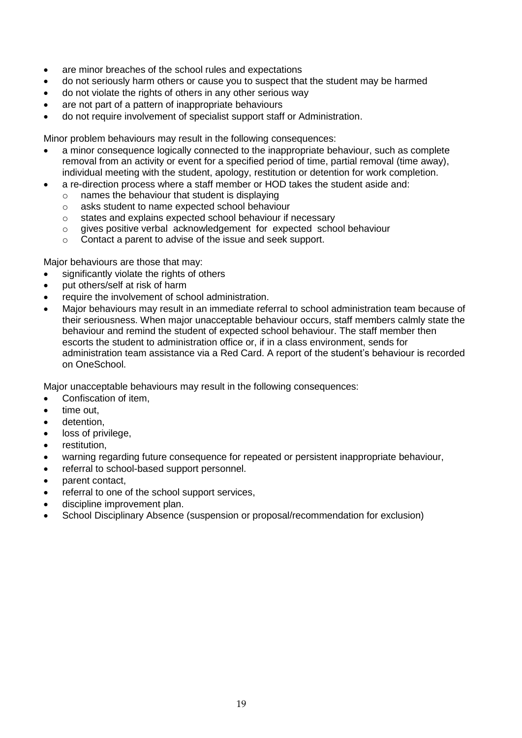- are minor breaches of the school rules and expectations
- do not seriously harm others or cause you to suspect that the student may be harmed
- do not violate the rights of others in any other serious way
- are not part of a pattern of inappropriate behaviours
- do not require involvement of specialist support staff or Administration.

Minor problem behaviours may result in the following consequences:

- a minor consequence logically connected to the inappropriate behaviour, such as complete removal from an activity or event for a specified period of time, partial removal (time away), individual meeting with the student, apology, restitution or detention for work completion.
- a re-direction process where a staff member or HOD takes the student aside and:
  - names the behaviour that student is displaying
  - asks student to name expected school behaviour
  - states and explains expected school behaviour if necessary
  - gives positive verbal acknowledgement for expected school behaviour
  - Contact a parent to advise of the issue and seek support.

Major behaviours are those that may:

- significantly violate the rights of others
- put others/self at risk of harm
- require the involvement of school administration.
- Major behaviours may result in an immediate referral to school administration team because of their seriousness. When major unacceptable behaviour occurs, staff members calmly state the behaviour and remind the student of expected school behaviour. The staff member then escorts the student to administration office or, if in a class environment, sends for administration team assistance via a Red Card. A report of the student's behaviour is recorded on OneSchool.

Major unacceptable behaviours may result in the following consequences:

- Confiscation of item,
- time out,
- detention,
- loss of privilege,
- restitution,
- warning regarding future consequence for repeated or persistent inappropriate behaviour,
- referral to school-based support personnel.
- parent contact,
- referral to one of the school support services,
- discipline improvement plan.
- School Disciplinary Absence (suspension or proposal/recommendation for exclusion)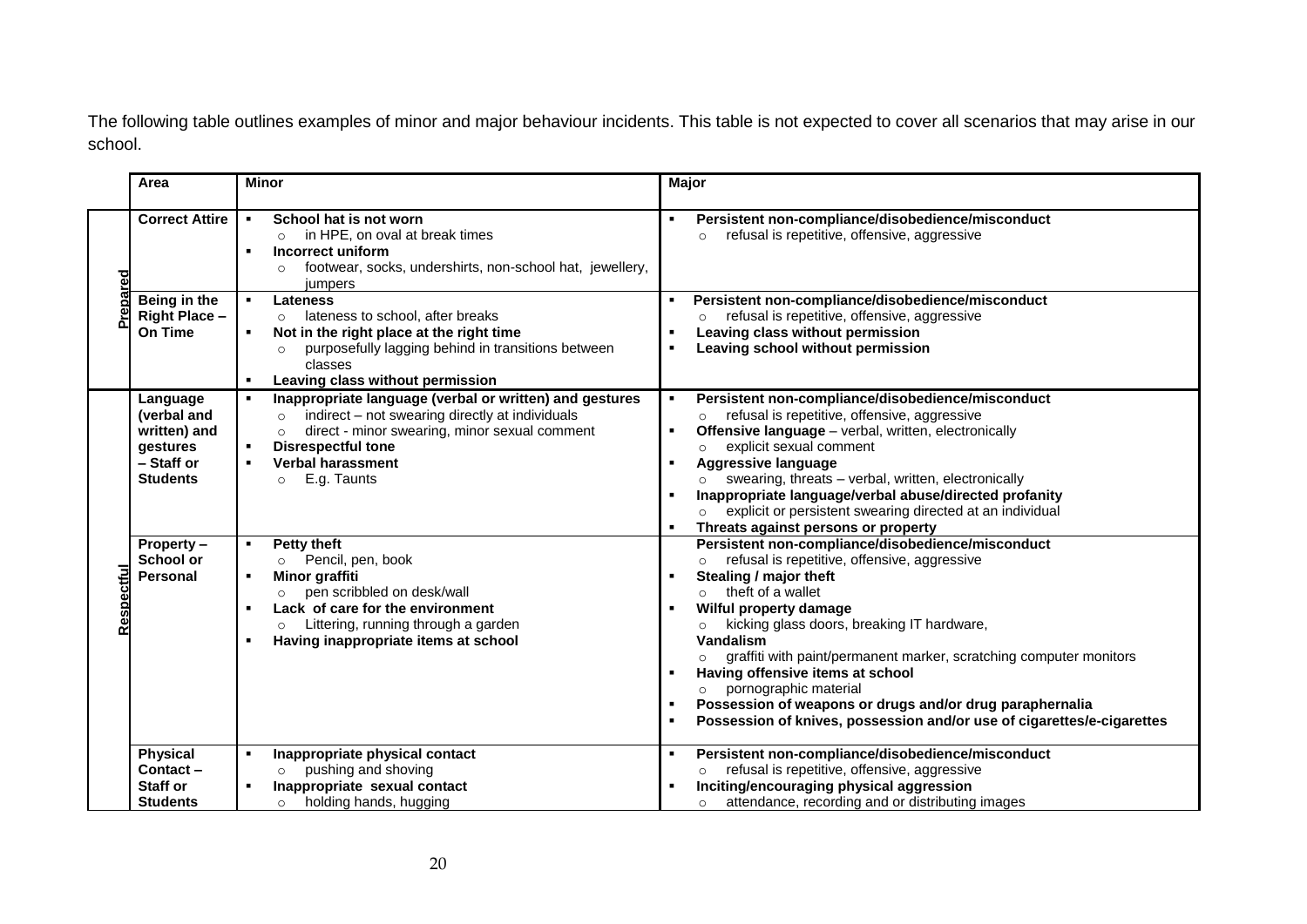The following table outlines examples of minor and major behaviour incidents. This table is not expected to cover all scenarios that may arise in our school.

| | Area | Minor | Major |
|---|---|---|---|
| Prepared | **Correct Attire** | ▪ **School hat is not worn**<br>○ in HPE, on oval at break times<br>▪ **Incorrect uniform**<br>○ footwear, socks, undershirts, non-school hat, jewellery, jumpers | ▪ **Persistent non-compliance/disobedience/misconduct**<br>○ refusal is repetitive, offensive, aggressive |
| Prepared | **Being in the Right Place – On Time** | ▪ **Lateness**<br>○ lateness to school, after breaks<br>▪ **Not in the right place at the right time**<br>○ purposefully lagging behind in transitions between classes<br>▪ **Leaving class without permission** | ▪ **Persistent non-compliance/disobedience/misconduct**<br>○ refusal is repetitive, offensive, aggressive<br>▪ **Leaving class without permission**<br>▪ **Leaving school without permission** |
| Respectful | **Language (verbal and written) and gestures – Staff or Students** | ▪ **Inappropriate language (verbal or written) and gestures**<br>○ indirect – not swearing directly at individuals<br>○ direct - minor swearing, minor sexual comment<br>▪ **Disrespectful tone**<br>▪ **Verbal harassment**<br>○ E.g. Taunts | ▪ **Persistent non-compliance/disobedience/misconduct**<br>○ refusal is repetitive, offensive, aggressive<br>▪ **Offensive language** – verbal, written, electronically<br>○ explicit sexual comment<br>▪ **Aggressive language**<br>○ swearing, threats – verbal, written, electronically<br>▪ **Inappropriate language/verbal abuse/directed profanity**<br>○ explicit or persistent swearing directed at an individual<br>▪ **Threats against persons or property** |
| Respectful | **Property – School or Personal** | ▪ **Petty theft**<br>○ Pencil, pen, book<br>▪ **Minor graffiti**<br>○ pen scribbled on desk/wall<br>▪ **Lack of care for the environment**<br>○ Littering, running through a garden<br>▪ **Having inappropriate items at school** | **Persistent non-compliance/disobedience/misconduct**<br>○ refusal is repetitive, offensive, aggressive<br>▪ **Stealing / major theft**<br>○ theft of a wallet<br>▪ **Wilful property damage**<br>○ kicking glass doors, breaking IT hardware,<br>**Vandalism**<br>○ graffiti with paint/permanent marker, scratching computer monitors<br>▪ **Having offensive items at school**<br>○ pornographic material<br>▪ **Possession of weapons or drugs and/or drug paraphernalia**<br>▪ **Possession of knives, possession and/or use of cigarettes/e-cigarettes** |
| Respectful | **Physical Contact – Staff or Students** | ▪ **Inappropriate physical contact**<br>○ pushing and shoving<br>▪ **Inappropriate sexual contact**<br>○ holding hands, hugging | ▪ **Persistent non-compliance/disobedience/misconduct**<br>○ refusal is repetitive, offensive, aggressive<br>▪ **Inciting/encouraging physical aggression**<br>○ attendance, recording and or distributing images |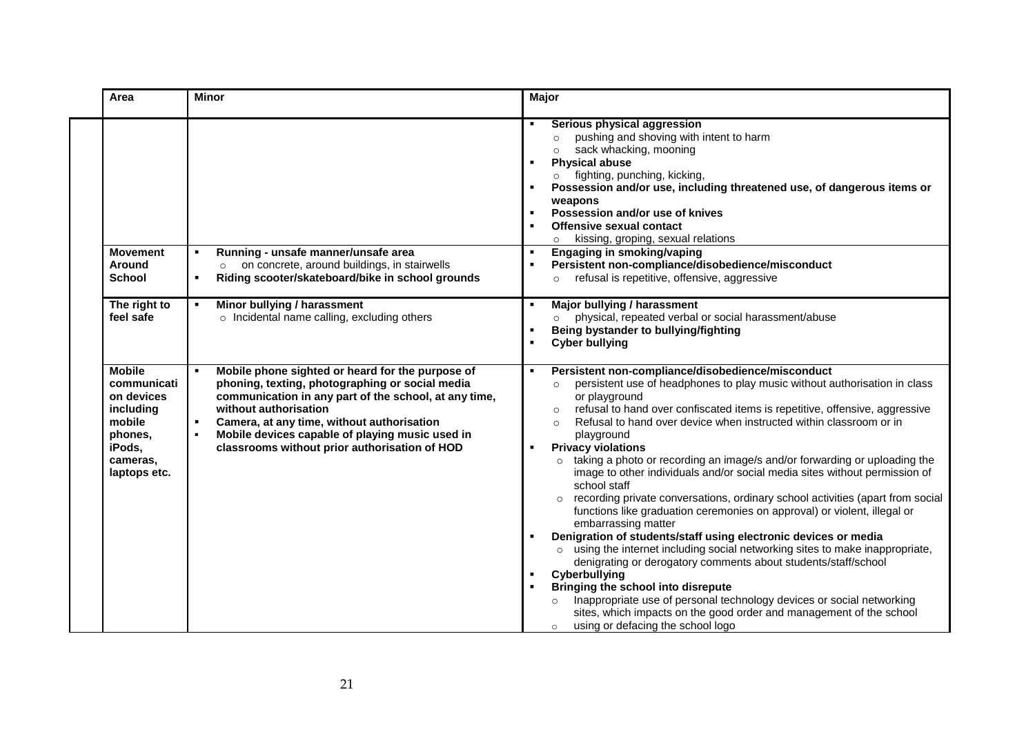| Area | Minor | Major |
| --- | --- | --- |
| | | ▪ **Serious physical aggression**<br>○ pushing and shoving with intent to harm<br>○ sack whacking, mooning<br>▪ **Physical abuse**<br>○ fighting, punching, kicking,<br>▪ **Possession and/or use, including threatened use, of dangerous items or weapons**<br>▪ **Possession and/or use of knives**<br>▪ **Offensive sexual contact**<br>○ kissing, groping, sexual relations |
| **Movement Around School** | ▪ **Running - unsafe manner/unsafe area**<br>○ on concrete, around buildings, in stairwells<br>▪ **Riding scooter/skateboard/bike in school grounds** | ▪ **Engaging in smoking/vaping**<br>▪ **Persistent non-compliance/disobedience/misconduct**<br>○ refusal is repetitive, offensive, aggressive |
| **The right to feel safe** | ▪ **Minor bullying / harassment**<br>○ Incidental name calling, excluding others | ▪ **Major bullying / harassment**<br>○ physical, repeated verbal or social harassment/abuse<br>▪ **Being bystander to bullying/fighting**<br>▪ **Cyber bullying** |
| **Mobile communication devices including mobile phones, iPods, cameras, laptops etc.** | ▪ **Mobile phone sighted or heard for the purpose of phoning, texting, photographing or social media communication in any part of the school, at any time, without authorisation**<br>▪ **Camera, at any time, without authorisation**<br>▪ **Mobile devices capable of playing music used in classrooms without prior authorisation of HOD** | ▪ **Persistent non-compliance/disobedience/misconduct**<br>○ persistent use of headphones to play music without authorisation in class or playground<br>○ refusal to hand over confiscated items is repetitive, offensive, aggressive<br>○ Refusal to hand over device when instructed within classroom or in playground<br>▪ **Privacy violations**<br>○ taking a photo or recording an image/s and/or forwarding or uploading the image to other individuals and/or social media sites without permission of school staff<br>○ recording private conversations, ordinary school activities (apart from social functions like graduation ceremonies on approval) or violent, illegal or embarrassing matter<br>▪ **Denigration of students/staff using electronic devices or media**<br>○ using the internet including social networking sites to make inappropriate, denigrating or derogatory comments about students/staff/school<br>▪ **Cyberbullying**<br>▪ **Bringing the school into disrepute**<br>○ Inappropriate use of personal technology devices or social networking sites, which impacts on the good order and management of the school<br>○ using or defacing the school logo |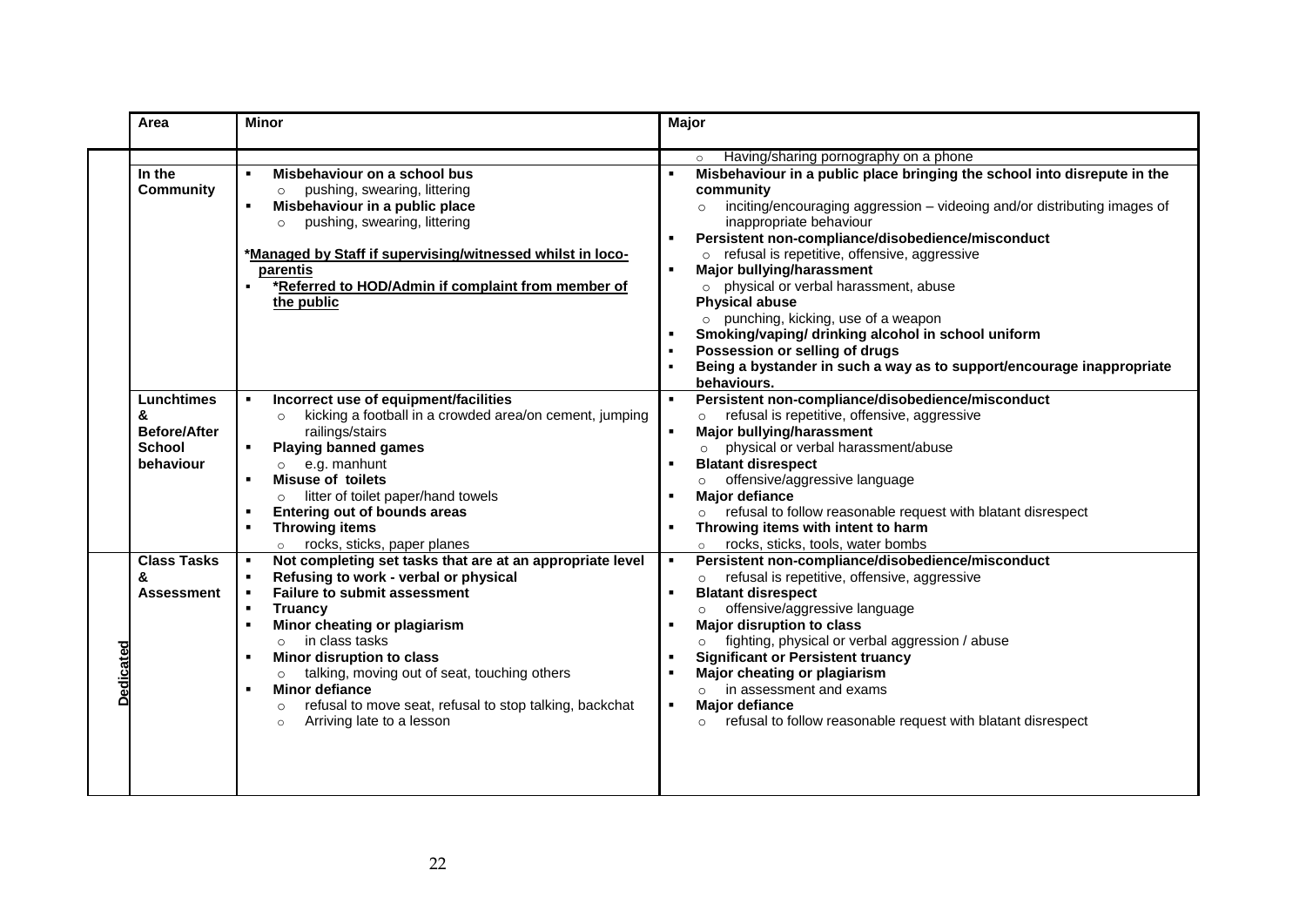| | Area | Minor | Major |
|---|---|---|---|
| | | | ○ Having/sharing pornography on a phone |
| | **In the Community** | ▪ **Misbehaviour on a school bus**<br>○ pushing, swearing, littering<br>▪ **Misbehaviour in a public place**<br>○ pushing, swearing, littering<br><br>***Managed by Staff if supervising/witnessed whilst in loco-parentis**<br>▪ ***Referred to HOD/Admin if complaint from member of the public** | ▪ **Misbehaviour in a public place bringing the school into disrepute in the community**<br>○ inciting/encouraging aggression – videoing and/or distributing images of inappropriate behaviour<br>▪ **Persistent non-compliance/disobedience/misconduct**<br>○ refusal is repetitive, offensive, aggressive<br>▪ **Major bullying/harassment**<br>○ physical or verbal harassment, abuse<br>**Physical abuse**<br>○ punching, kicking, use of a weapon<br>▪ **Smoking/vaping/ drinking alcohol in school uniform**<br>▪ **Possession or selling of drugs**<br>▪ **Being a bystander in such a way as to support/encourage inappropriate behaviours.** |
| | **Lunchtimes & Before/After School behaviour** | ▪ **Incorrect use of equipment/facilities**<br>○ kicking a football in a crowded area/on cement, jumping railings/stairs<br>▪ **Playing banned games**<br>○ e.g. manhunt<br>▪ **Misuse of toilets**<br>○ litter of toilet paper/hand towels<br>▪ **Entering out of bounds areas**<br>▪ **Throwing items**<br>○ rocks, sticks, paper planes | ▪ **Persistent non-compliance/disobedience/misconduct**<br>○ refusal is repetitive, offensive, aggressive<br>▪ **Major bullying/harassment**<br>○ physical or verbal harassment/abuse<br>▪ **Blatant disrespect**<br>○ offensive/aggressive language<br>▪ **Major defiance**<br>○ refusal to follow reasonable request with blatant disrespect<br>▪ **Throwing items with intent to harm**<br>○ rocks, sticks, tools, water bombs |
| **Dedicated** | **Class Tasks & Assessment** | ▪ **Not completing set tasks that are at an appropriate level**<br>▪ **Refusing to work - verbal or physical**<br>▪ **Failure to submit assessment**<br>▪ **Truancy**<br>▪ **Minor cheating or plagiarism**<br>○ in class tasks<br>▪ **Minor disruption to class**<br>○ talking, moving out of seat, touching others<br>▪ **Minor defiance**<br>○ refusal to move seat, refusal to stop talking, backchat<br>○ Arriving late to a lesson | ▪ **Persistent non-compliance/disobedience/misconduct**<br>○ refusal is repetitive, offensive, aggressive<br>▪ **Blatant disrespect**<br>○ offensive/aggressive language<br>▪ **Major disruption to class**<br>○ fighting, physical or verbal aggression / abuse<br>▪ **Significant or Persistent truancy**<br>▪ **Major cheating or plagiarism**<br>○ in assessment and exams<br>▪ **Major defiance**<br>○ refusal to follow reasonable request with blatant disrespect |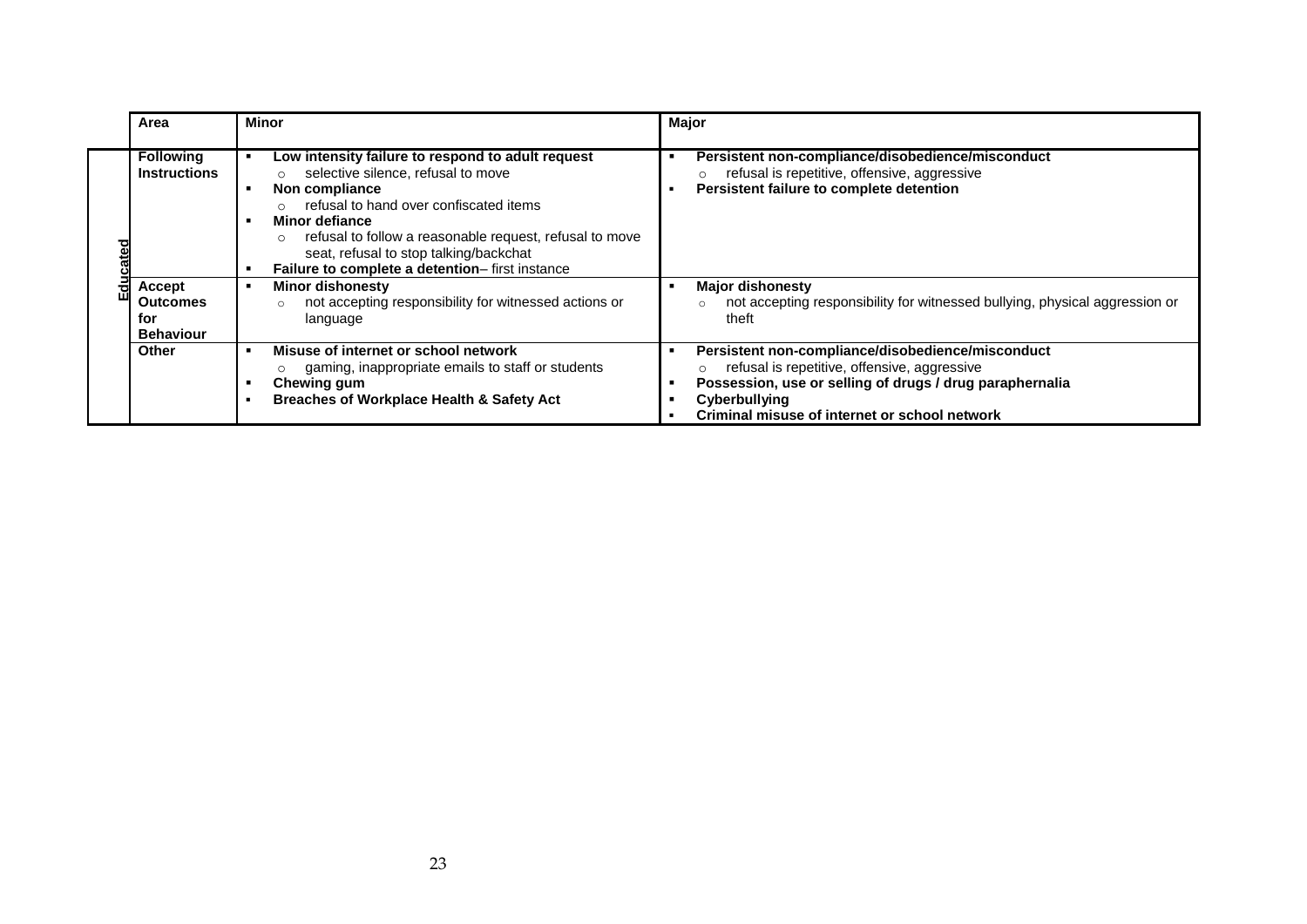| | Area | Minor | Major |
|---|---|---|---|
| Educated | **Following Instructions** | ▪ **Low intensity failure to respond to adult request**<br>  ○ selective silence, refusal to move<br>▪ **Non compliance**<br>  ○ refusal to hand over confiscated items<br>▪ **Minor defiance**<br>  ○ refusal to follow a reasonable request, refusal to move seat, refusal to stop talking/backchat<br>▪ **Failure to complete a detention**– first instance | ▪ **Persistent non-compliance/disobedience/misconduct**<br>  ○ refusal is repetitive, offensive, aggressive<br>▪ **Persistent failure to complete detention** |
| | **Accept Outcomes for Behaviour** | ▪ **Minor dishonesty**<br>  ○ not accepting responsibility for witnessed actions or language | ▪ **Major dishonesty**<br>  ○ not accepting responsibility for witnessed bullying, physical aggression or theft |
| | **Other** | ▪ **Misuse of internet or school network**<br>  ○ gaming, inappropriate emails to staff or students<br>▪ **Chewing gum**<br>▪ **Breaches of Workplace Health & Safety Act** | ▪ **Persistent non-compliance/disobedience/misconduct**<br>  ○ refusal is repetitive, offensive, aggressive<br>▪ **Possession, use or selling of drugs / drug paraphernalia**<br>▪ **Cyberbullying**<br>▪ **Criminal misuse of internet or school network** |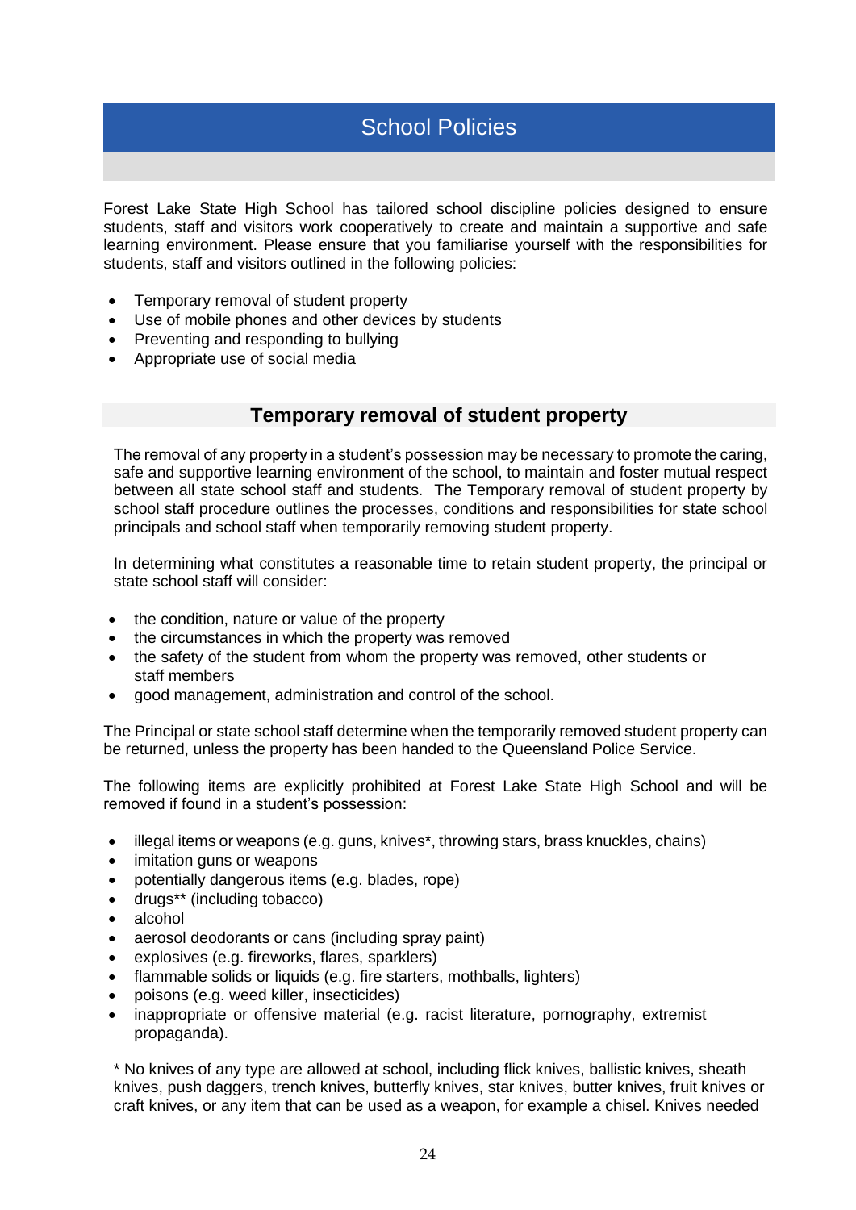# School Policies

Forest Lake State High School has tailored school discipline policies designed to ensure students, staff and visitors work cooperatively to create and maintain a supportive and safe learning environment. Please ensure that you familiarise yourself with the responsibilities for students, staff and visitors outlined in the following policies:

- Temporary removal of student property
- Use of mobile phones and other devices by students
- Preventing and responding to bullying
- Appropriate use of social media

## Temporary removal of student property

The removal of any property in a student's possession may be necessary to promote the caring, safe and supportive learning environment of the school, to maintain and foster mutual respect between all state school staff and students. The Temporary removal of student property by school staff procedure outlines the processes, conditions and responsibilities for state school principals and school staff when temporarily removing student property.

In determining what constitutes a reasonable time to retain student property, the principal or state school staff will consider:

- the condition, nature or value of the property
- the circumstances in which the property was removed
- the safety of the student from whom the property was removed, other students or staff members
- good management, administration and control of the school.

The Principal or state school staff determine when the temporarily removed student property can be returned, unless the property has been handed to the Queensland Police Service.

The following items are explicitly prohibited at Forest Lake State High School and will be removed if found in a student's possession:

- illegal items or weapons (e.g. guns, knives*, throwing stars, brass knuckles, chains)
- imitation guns or weapons
- potentially dangerous items (e.g. blades, rope)
- drugs** (including tobacco)
- alcohol
- aerosol deodorants or cans (including spray paint)
- explosives (e.g. fireworks, flares, sparklers)
- flammable solids or liquids (e.g. fire starters, mothballs, lighters)
- poisons (e.g. weed killer, insecticides)
- inappropriate or offensive material (e.g. racist literature, pornography, extremist propaganda).

* No knives of any type are allowed at school, including flick knives, ballistic knives, sheath knives, push daggers, trench knives, butterfly knives, star knives, butter knives, fruit knives or craft knives, or any item that can be used as a weapon, for example a chisel. Knives needed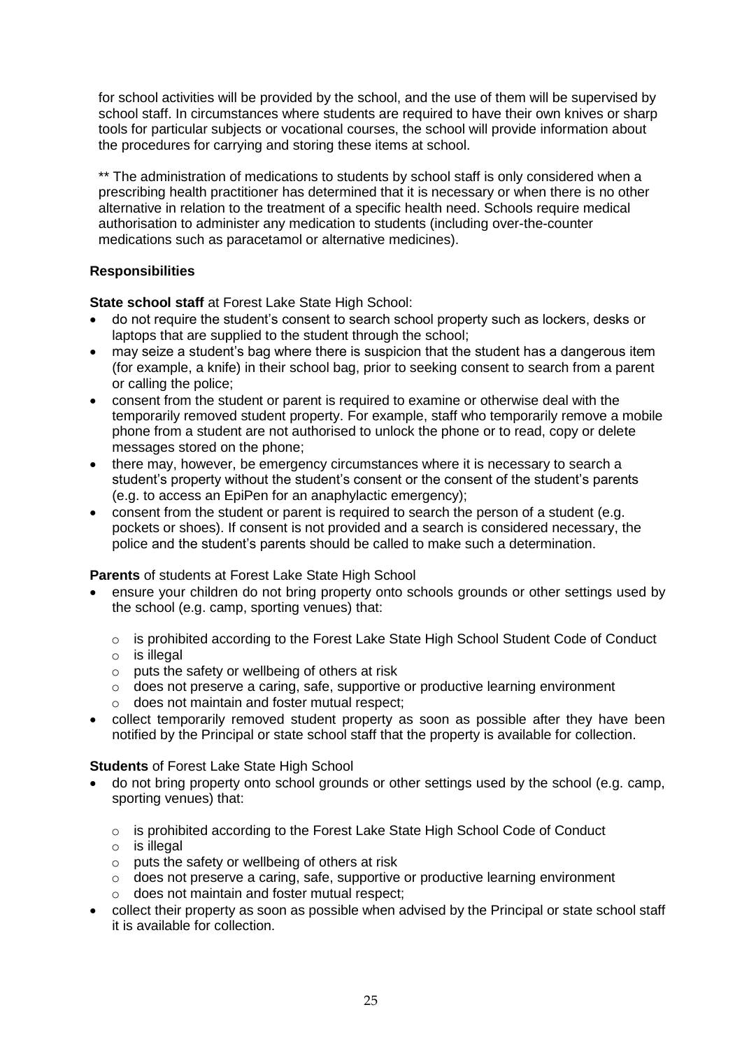for school activities will be provided by the school, and the use of them will be supervised by school staff. In circumstances where students are required to have their own knives or sharp tools for particular subjects or vocational courses, the school will provide information about the procedures for carrying and storing these items at school.

** The administration of medications to students by school staff is only considered when a prescribing health practitioner has determined that it is necessary or when there is no other alternative in relation to the treatment of a specific health need. Schools require medical authorisation to administer any medication to students (including over-the-counter medications such as paracetamol or alternative medicines).

**Responsibilities**

**State school staff** at Forest Lake State High School:

- do not require the student's consent to search school property such as lockers, desks or laptops that are supplied to the student through the school;
- may seize a student's bag where there is suspicion that the student has a dangerous item (for example, a knife) in their school bag, prior to seeking consent to search from a parent or calling the police;
- consent from the student or parent is required to examine or otherwise deal with the temporarily removed student property. For example, staff who temporarily remove a mobile phone from a student are not authorised to unlock the phone or to read, copy or delete messages stored on the phone;
- there may, however, be emergency circumstances where it is necessary to search a student's property without the student's consent or the consent of the student's parents (e.g. to access an EpiPen for an anaphylactic emergency);
- consent from the student or parent is required to search the person of a student (e.g. pockets or shoes). If consent is not provided and a search is considered necessary, the police and the student's parents should be called to make such a determination.

**Parents** of students at Forest Lake State High School

- ensure your children do not bring property onto schools grounds or other settings used by the school (e.g. camp, sporting venues) that:
  - is prohibited according to the Forest Lake State High School Student Code of Conduct
  - is illegal
  - puts the safety or wellbeing of others at risk
  - does not preserve a caring, safe, supportive or productive learning environment
  - does not maintain and foster mutual respect;
- collect temporarily removed student property as soon as possible after they have been notified by the Principal or state school staff that the property is available for collection.

**Students** of Forest Lake State High School

- do not bring property onto school grounds or other settings used by the school (e.g. camp, sporting venues) that:
  - is prohibited according to the Forest Lake State High School Code of Conduct
  - is illegal
  - puts the safety or wellbeing of others at risk
  - does not preserve a caring, safe, supportive or productive learning environment
  - does not maintain and foster mutual respect;
- collect their property as soon as possible when advised by the Principal or state school staff it is available for collection.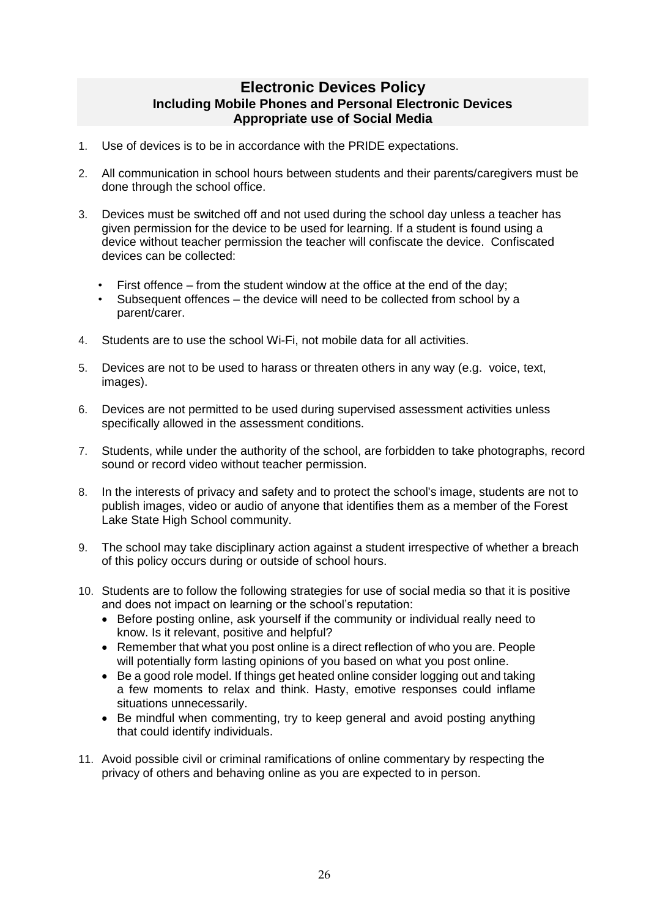## Electronic Devices Policy

### Including Mobile Phones and Personal Electronic Devices

### Appropriate use of Social Media

1. Use of devices is to be in accordance with the PRIDE expectations.

2. All communication in school hours between students and their parents/caregivers must be done through the school office.

3. Devices must be switched off and not used during the school day unless a teacher has given permission for the device to be used for learning. If a student is found using a device without teacher permission the teacher will confiscate the device. Confiscated devices can be collected:

   - First offence – from the student window at the office at the end of the day;
   - Subsequent offences – the device will need to be collected from school by a parent/carer.

4. Students are to use the school Wi-Fi, not mobile data for all activities.

5. Devices are not to be used to harass or threaten others in any way (e.g. voice, text, images).

6. Devices are not permitted to be used during supervised assessment activities unless specifically allowed in the assessment conditions.

7. Students, while under the authority of the school, are forbidden to take photographs, record sound or record video without teacher permission.

8. In the interests of privacy and safety and to protect the school's image, students are not to publish images, video or audio of anyone that identifies them as a member of the Forest Lake State High School community.

9. The school may take disciplinary action against a student irrespective of whether a breach of this policy occurs during or outside of school hours.

10. Students are to follow the following strategies for use of social media so that it is positive and does not impact on learning or the school's reputation:
    - Before posting online, ask yourself if the community or individual really need to know. Is it relevant, positive and helpful?
    - Remember that what you post online is a direct reflection of who you are. People will potentially form lasting opinions of you based on what you post online.
    - Be a good role model. If things get heated online consider logging out and taking a few moments to relax and think. Hasty, emotive responses could inflame situations unnecessarily.
    - Be mindful when commenting, try to keep general and avoid posting anything that could identify individuals.

11. Avoid possible civil or criminal ramifications of online commentary by respecting the privacy of others and behaving online as you are expected to in person.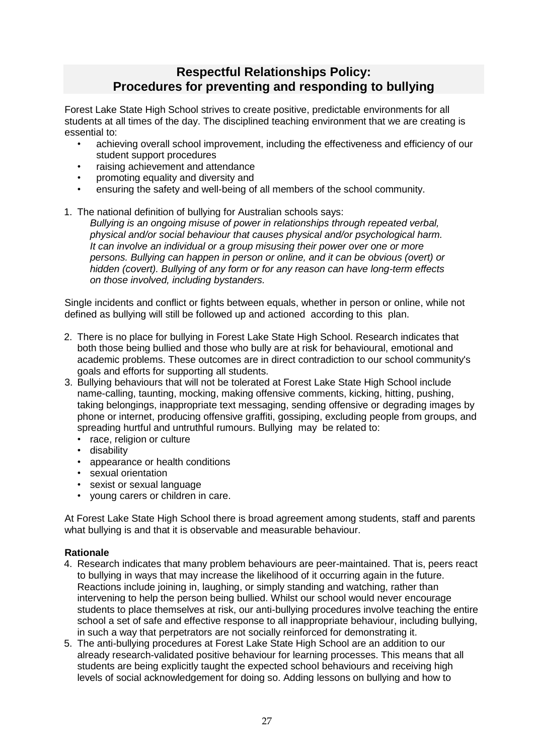## Respectful Relationships Policy:
## Procedures for preventing and responding to bullying

Forest Lake State High School strives to create positive, predictable environments for all students at all times of the day. The disciplined teaching environment that we are creating is essential to:

- achieving overall school improvement, including the effectiveness and efficiency of our student support procedures
- raising achievement and attendance
- promoting equality and diversity and
- ensuring the safety and well-being of all members of the school community.

1. The national definition of bullying for Australian schools says:

    *Bullying is an ongoing misuse of power in relationships through repeated verbal, physical and/or social behaviour that causes physical and/or psychological harm. It can involve an individual or a group misusing their power over one or more persons. Bullying can happen in person or online, and it can be obvious (overt) or hidden (covert). Bullying of any form or for any reason can have long-term effects on those involved, including bystanders.*

Single incidents and conflict or fights between equals, whether in person or online, while not defined as bullying will still be followed up and actioned according to this plan.

2. There is no place for bullying in Forest Lake State High School. Research indicates that both those being bullied and those who bully are at risk for behavioural, emotional and academic problems. These outcomes are in direct contradiction to our school community's goals and efforts for supporting all students.
3. Bullying behaviours that will not be tolerated at Forest Lake State High School include name-calling, taunting, mocking, making offensive comments, kicking, hitting, pushing, taking belongings, inappropriate text messaging, sending offensive or degrading images by phone or internet, producing offensive graffiti, gossiping, excluding people from groups, and spreading hurtful and untruthful rumours. Bullying may be related to:
    - race, religion or culture
    - disability
    - appearance or health conditions
    - sexual orientation
    - sexist or sexual language
    - young carers or children in care.

At Forest Lake State High School there is broad agreement among students, staff and parents what bullying is and that it is observable and measurable behaviour.

**Rationale**

4. Research indicates that many problem behaviours are peer-maintained. That is, peers react to bullying in ways that may increase the likelihood of it occurring again in the future. Reactions include joining in, laughing, or simply standing and watching, rather than intervening to help the person being bullied. Whilst our school would never encourage students to place themselves at risk, our anti-bullying procedures involve teaching the entire school a set of safe and effective response to all inappropriate behaviour, including bullying, in such a way that perpetrators are not socially reinforced for demonstrating it.
5. The anti-bullying procedures at Forest Lake State High School are an addition to our already research-validated positive behaviour for learning processes. This means that all students are being explicitly taught the expected school behaviours and receiving high levels of social acknowledgement for doing so. Adding lessons on bullying and how to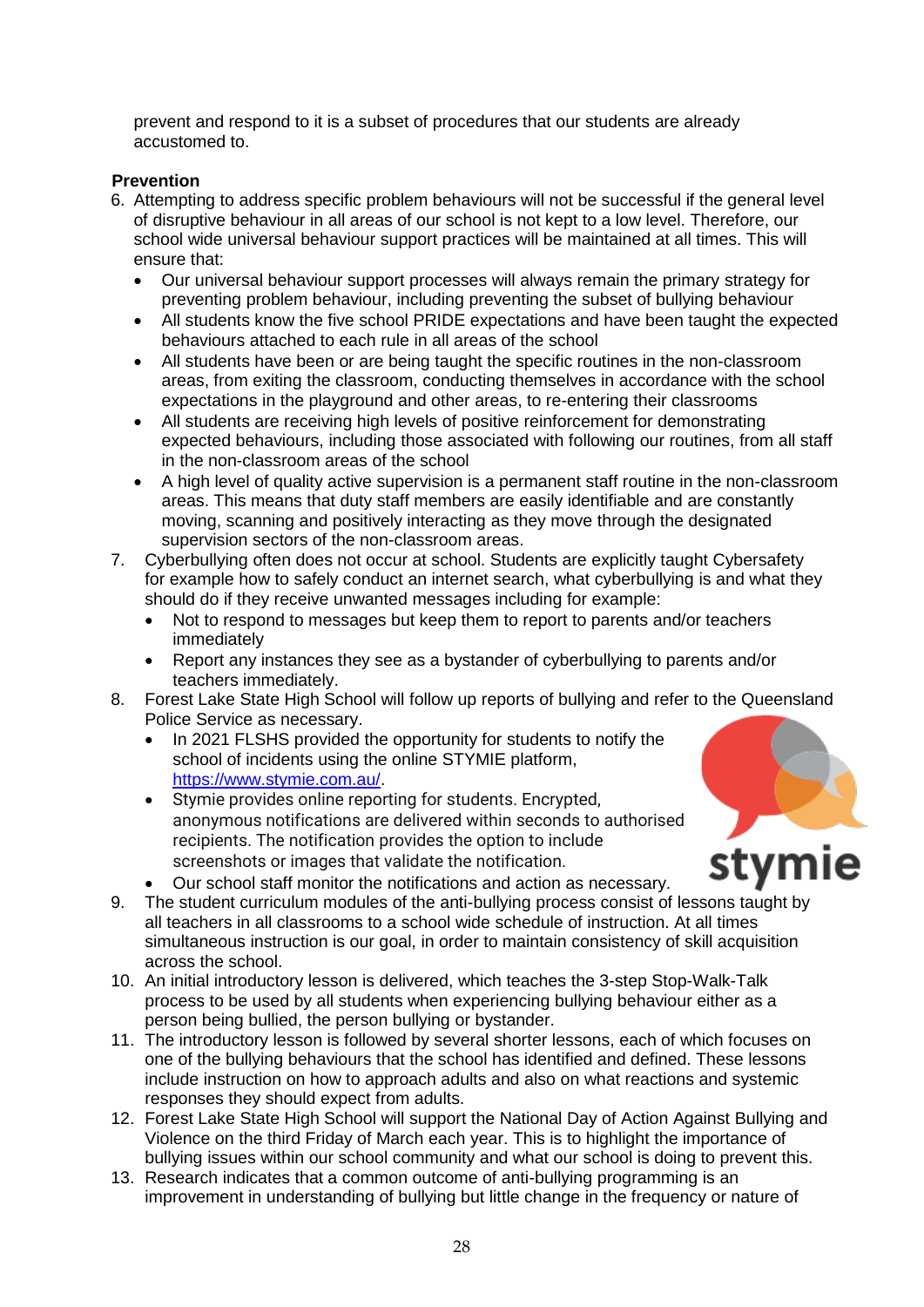prevent and respond to it is a subset of procedures that our students are already accustomed to.

**Prevention**

6. Attempting to address specific problem behaviours will not be successful if the general level of disruptive behaviour in all areas of our school is not kept to a low level. Therefore, our school wide universal behaviour support practices will be maintained at all times. This will ensure that:
   - Our universal behaviour support processes will always remain the primary strategy for preventing problem behaviour, including preventing the subset of bullying behaviour
   - All students know the five school PRIDE expectations and have been taught the expected behaviours attached to each rule in all areas of the school
   - All students have been or are being taught the specific routines in the non-classroom areas, from exiting the classroom, conducting themselves in accordance with the school expectations in the playground and other areas, to re-entering their classrooms
   - All students are receiving high levels of positive reinforcement for demonstrating expected behaviours, including those associated with following our routines, from all staff in the non-classroom areas of the school
   - A high level of quality active supervision is a permanent staff routine in the non-classroom areas. This means that duty staff members are easily identifiable and are constantly moving, scanning and positively interacting as they move through the designated supervision sectors of the non-classroom areas.
7. Cyberbullying often does not occur at school. Students are explicitly taught Cybersafety for example how to safely conduct an internet search, what cyberbullying is and what they should do if they receive unwanted messages including for example:
   - Not to respond to messages but keep them to report to parents and/or teachers immediately
   - Report any instances they see as a bystander of cyberbullying to parents and/or teachers immediately.
8. Forest Lake State High School will follow up reports of bullying and refer to the Queensland Police Service as necessary.
   - In 2021 FLSHS provided the opportunity for students to notify the school of incidents using the online STYMIE platform, [https://www.stymie.com.au/](https://www.stymie.com.au/).
   - Stymie provides online reporting for students. Encrypted, anonymous notifications are delivered within seconds to authorised recipients. The notification provides the option to include screenshots or images that validate the notification.
   - Our school staff monitor the notifications and action as necessary.
9. The student curriculum modules of the anti-bullying process consist of lessons taught by all teachers in all classrooms to a school wide schedule of instruction. At all times simultaneous instruction is our goal, in order to maintain consistency of skill acquisition across the school.
10. An initial introductory lesson is delivered, which teaches the 3-step Stop-Walk-Talk process to be used by all students when experiencing bullying behaviour either as a person being bullied, the person bullying or bystander.
11. The introductory lesson is followed by several shorter lessons, each of which focuses on one of the bullying behaviours that the school has identified and defined. These lessons include instruction on how to approach adults and also on what reactions and systemic responses they should expect from adults.
12. Forest Lake State High School will support the National Day of Action Against Bullying and Violence on the third Friday of March each year. This is to highlight the importance of bullying issues within our school community and what our school is doing to prevent this.
13. Research indicates that a common outcome of anti-bullying programming is an improvement in understanding of bullying but little change in the frequency or nature of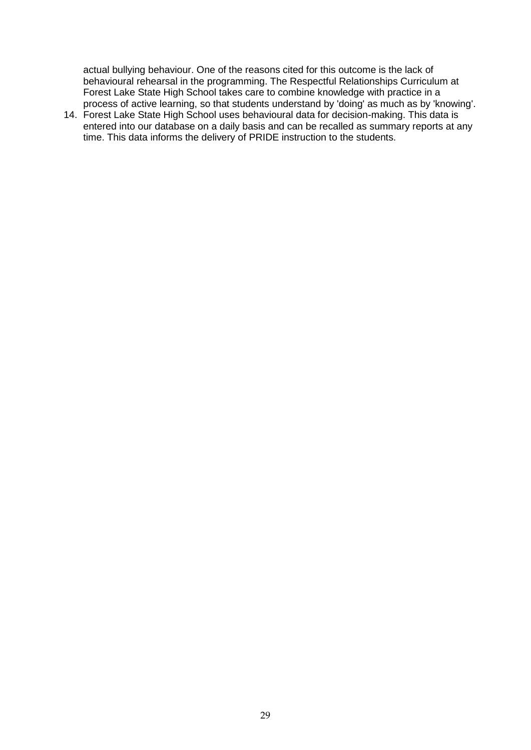actual bullying behaviour. One of the reasons cited for this outcome is the lack of behavioural rehearsal in the programming. The Respectful Relationships Curriculum at Forest Lake State High School takes care to combine knowledge with practice in a process of active learning, so that students understand by 'doing' as much as by 'knowing'.

14. Forest Lake State High School uses behavioural data for decision-making. This data is entered into our database on a daily basis and can be recalled as summary reports at any time. This data informs the delivery of PRIDE instruction to the students.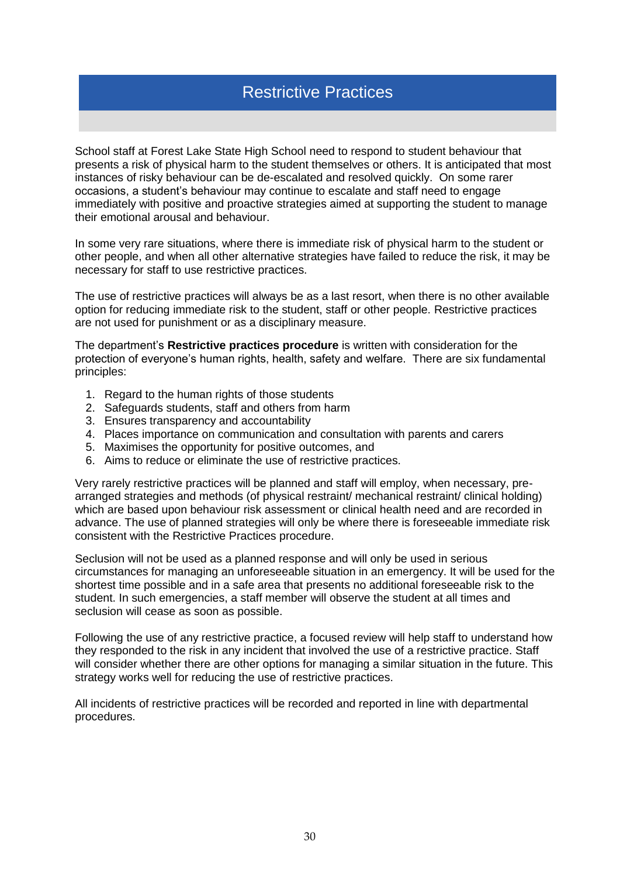# Restrictive Practices

School staff at Forest Lake State High School need to respond to student behaviour that presents a risk of physical harm to the student themselves or others. It is anticipated that most instances of risky behaviour can be de-escalated and resolved quickly. On some rarer occasions, a student's behaviour may continue to escalate and staff need to engage immediately with positive and proactive strategies aimed at supporting the student to manage their emotional arousal and behaviour.

In some very rare situations, where there is immediate risk of physical harm to the student or other people, and when all other alternative strategies have failed to reduce the risk, it may be necessary for staff to use restrictive practices.

The use of restrictive practices will always be as a last resort, when there is no other available option for reducing immediate risk to the student, staff or other people. Restrictive practices are not used for punishment or as a disciplinary measure.

The department's **Restrictive practices procedure** is written with consideration for the protection of everyone's human rights, health, safety and welfare. There are six fundamental principles:

1. Regard to the human rights of those students
2. Safeguards students, staff and others from harm
3. Ensures transparency and accountability
4. Places importance on communication and consultation with parents and carers
5. Maximises the opportunity for positive outcomes, and
6. Aims to reduce or eliminate the use of restrictive practices.

Very rarely restrictive practices will be planned and staff will employ, when necessary, pre-arranged strategies and methods (of physical restraint/ mechanical restraint/ clinical holding) which are based upon behaviour risk assessment or clinical health need and are recorded in advance. The use of planned strategies will only be where there is foreseeable immediate risk consistent with the Restrictive Practices procedure.

Seclusion will not be used as a planned response and will only be used in serious circumstances for managing an unforeseeable situation in an emergency. It will be used for the shortest time possible and in a safe area that presents no additional foreseeable risk to the student. In such emergencies, a staff member will observe the student at all times and seclusion will cease as soon as possible.

Following the use of any restrictive practice, a focused review will help staff to understand how they responded to the risk in any incident that involved the use of a restrictive practice. Staff will consider whether there are other options for managing a similar situation in the future. This strategy works well for reducing the use of restrictive practices.

All incidents of restrictive practices will be recorded and reported in line with departmental procedures.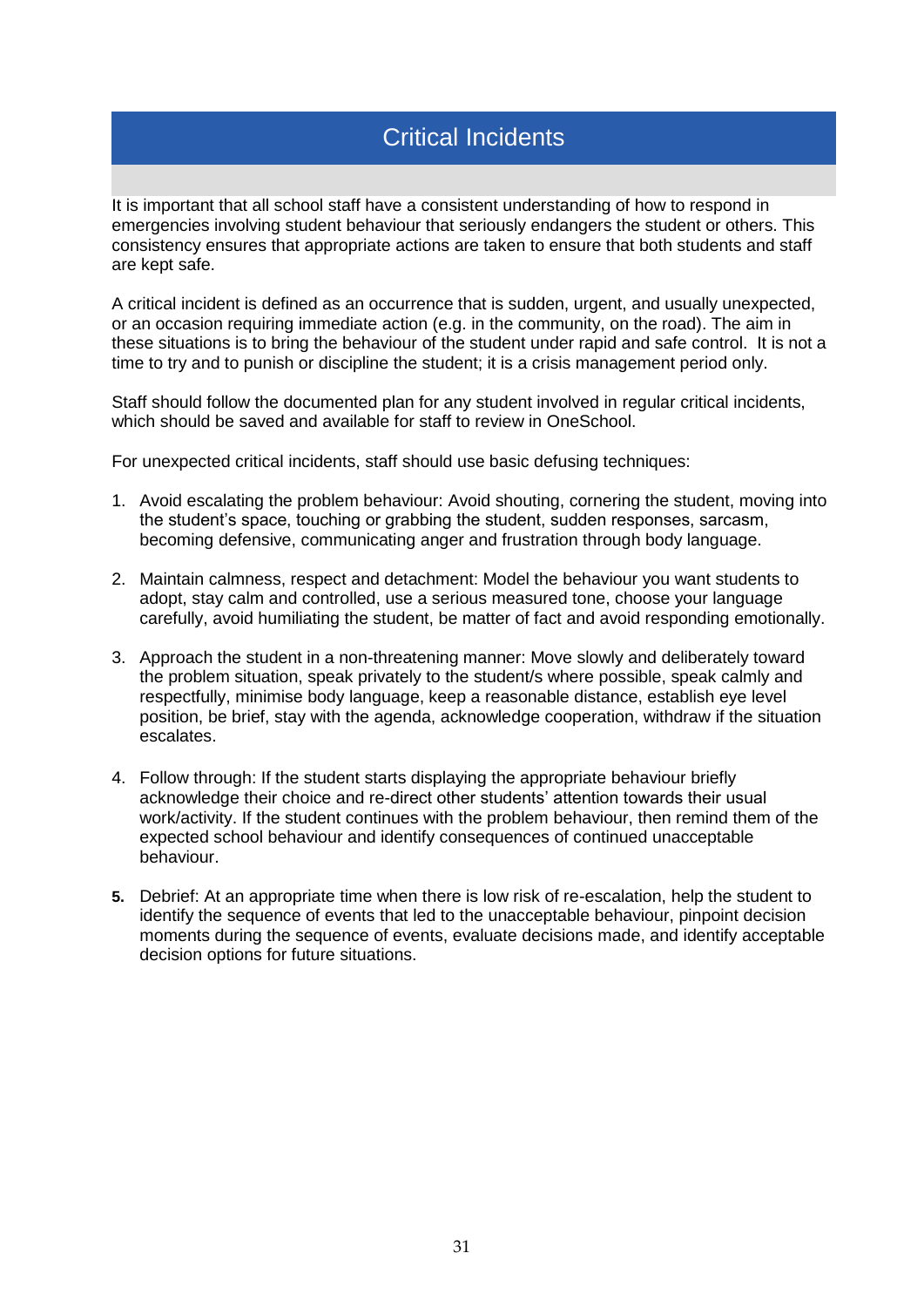# Critical Incidents

It is important that all school staff have a consistent understanding of how to respond in emergencies involving student behaviour that seriously endangers the student or others. This consistency ensures that appropriate actions are taken to ensure that both students and staff are kept safe.

A critical incident is defined as an occurrence that is sudden, urgent, and usually unexpected, or an occasion requiring immediate action (e.g. in the community, on the road). The aim in these situations is to bring the behaviour of the student under rapid and safe control. It is not a time to try and to punish or discipline the student; it is a crisis management period only.

Staff should follow the documented plan for any student involved in regular critical incidents, which should be saved and available for staff to review in OneSchool.

For unexpected critical incidents, staff should use basic defusing techniques:

1. Avoid escalating the problem behaviour: Avoid shouting, cornering the student, moving into the student's space, touching or grabbing the student, sudden responses, sarcasm, becoming defensive, communicating anger and frustration through body language.

2. Maintain calmness, respect and detachment: Model the behaviour you want students to adopt, stay calm and controlled, use a serious measured tone, choose your language carefully, avoid humiliating the student, be matter of fact and avoid responding emotionally.

3. Approach the student in a non-threatening manner: Move slowly and deliberately toward the problem situation, speak privately to the student/s where possible, speak calmly and respectfully, minimise body language, keep a reasonable distance, establish eye level position, be brief, stay with the agenda, acknowledge cooperation, withdraw if the situation escalates.

4. Follow through: If the student starts displaying the appropriate behaviour briefly acknowledge their choice and re-direct other students' attention towards their usual work/activity. If the student continues with the problem behaviour, then remind them of the expected school behaviour and identify consequences of continued unacceptable behaviour.

5. Debrief: At an appropriate time when there is low risk of re-escalation, help the student to identify the sequence of events that led to the unacceptable behaviour, pinpoint decision moments during the sequence of events, evaluate decisions made, and identify acceptable decision options for future situations.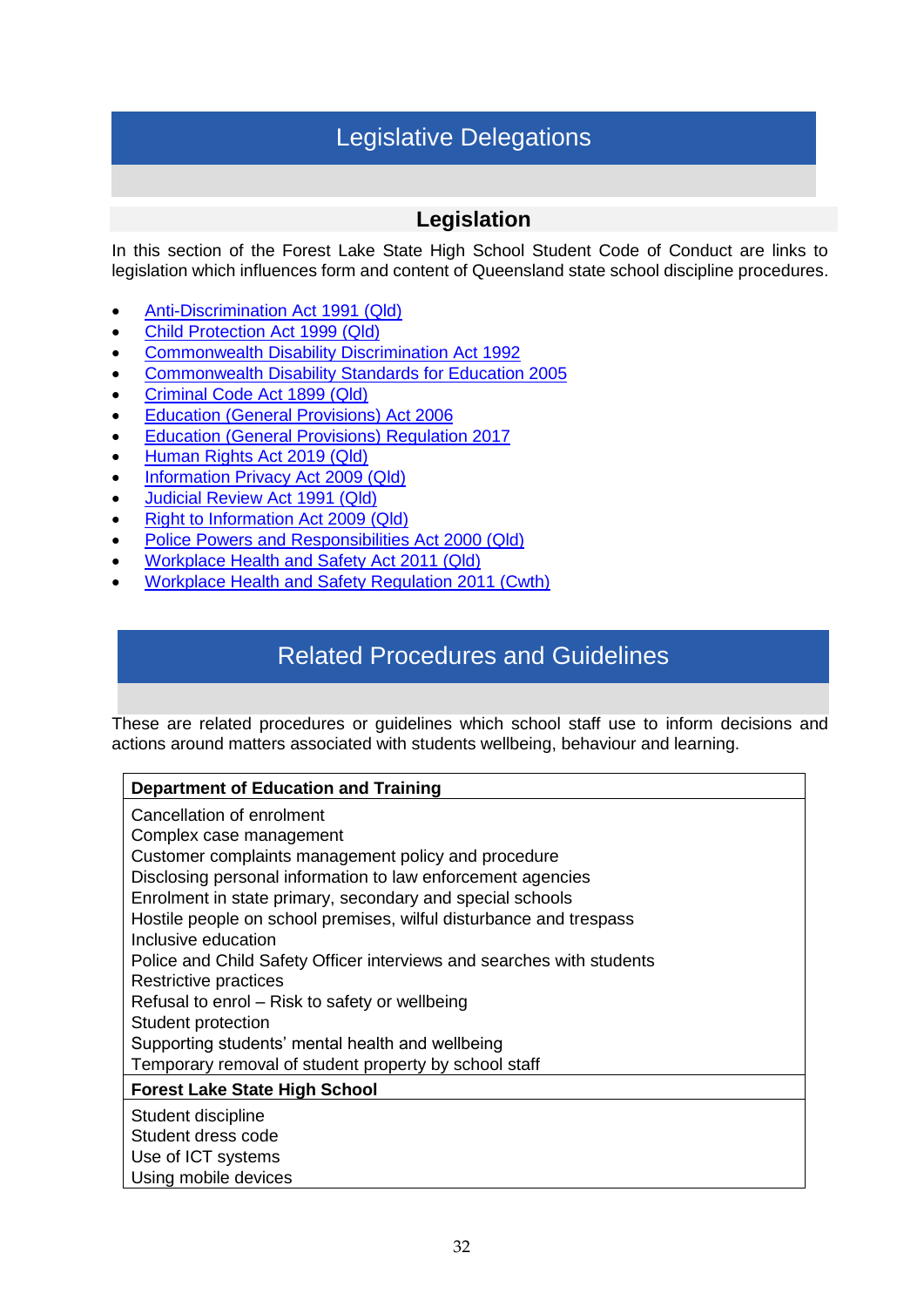# Legislative Delegations

## Legislation

In this section of the Forest Lake State High School Student Code of Conduct are links to legislation which influences form and content of Queensland state school discipline procedures.

- Anti-Discrimination Act 1991 (Qld)
- Child Protection Act 1999 (Qld)
- Commonwealth Disability Discrimination Act 1992
- Commonwealth Disability Standards for Education 2005
- Criminal Code Act 1899 (Qld)
- Education (General Provisions) Act 2006
- Education (General Provisions) Regulation 2017
- Human Rights Act 2019 (Qld)
- Information Privacy Act 2009 (Qld)
- Judicial Review Act 1991 (Qld)
- Right to Information Act 2009 (Qld)
- Police Powers and Responsibilities Act 2000 (Qld)
- Workplace Health and Safety Act 2011 (Qld)
- Workplace Health and Safety Regulation 2011 (Cwth)

# Related Procedures and Guidelines

These are related procedures or guidelines which school staff use to inform decisions and actions around matters associated with students wellbeing, behaviour and learning.

| **Department of Education and Training** |
|---|
| Cancellation of enrolment<br>Complex case management<br>Customer complaints management policy and procedure<br>Disclosing personal information to law enforcement agencies<br>Enrolment in state primary, secondary and special schools<br>Hostile people on school premises, wilful disturbance and trespass<br>Inclusive education<br>Police and Child Safety Officer interviews and searches with students<br>Restrictive practices<br>Refusal to enrol – Risk to safety or wellbeing<br>Student protection<br>Supporting students' mental health and wellbeing<br>Temporary removal of student property by school staff |
| **Forest Lake State High School** |
| Student discipline<br>Student dress code<br>Use of ICT systems<br>Using mobile devices |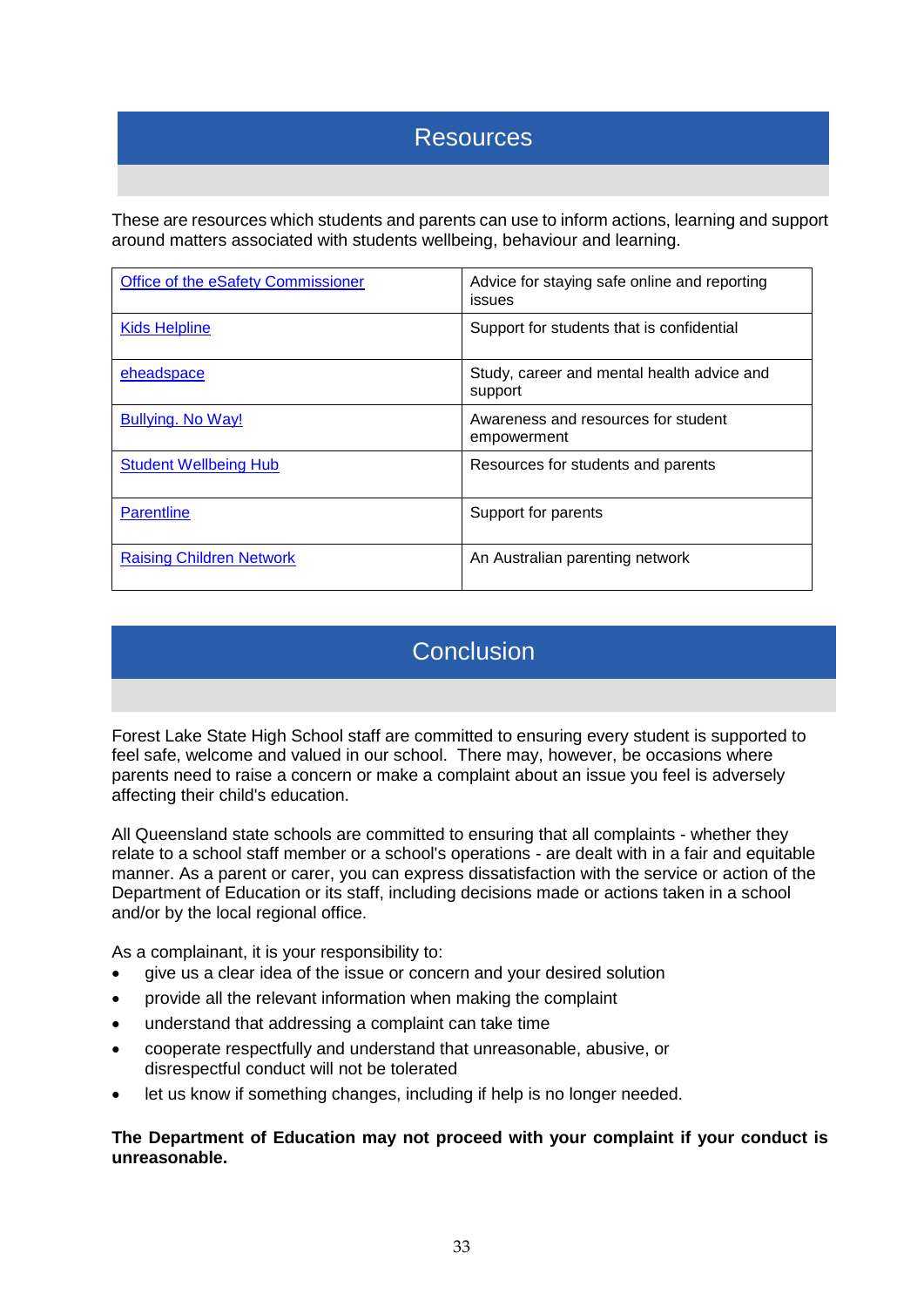## Resources

These are resources which students and parents can use to inform actions, learning and support around matters associated with students wellbeing, behaviour and learning.

| | |
|---|---|
| Office of the eSafety Commissioner | Advice for staying safe online and reporting issues |
| Kids Helpline | Support for students that is confidential |
| eheadspace | Study, career and mental health advice and support |
| Bullying. No Way! | Awareness and resources for student empowerment |
| Student Wellbeing Hub | Resources for students and parents |
| Parentline | Support for parents |
| Raising Children Network | An Australian parenting network |

## Conclusion

Forest Lake State High School staff are committed to ensuring every student is supported to feel safe, welcome and valued in our school. There may, however, be occasions where parents need to raise a concern or make a complaint about an issue you feel is adversely affecting their child's education.

All Queensland state schools are committed to ensuring that all complaints - whether they relate to a school staff member or a school's operations - are dealt with in a fair and equitable manner. As a parent or carer, you can express dissatisfaction with the service or action of the Department of Education or its staff, including decisions made or actions taken in a school and/or by the local regional office.

As a complainant, it is your responsibility to:

- give us a clear idea of the issue or concern and your desired solution
- provide all the relevant information when making the complaint
- understand that addressing a complaint can take time
- cooperate respectfully and understand that unreasonable, abusive, or disrespectful conduct will not be tolerated
- let us know if something changes, including if help is no longer needed.

**The Department of Education may not proceed with your complaint if your conduct is unreasonable.**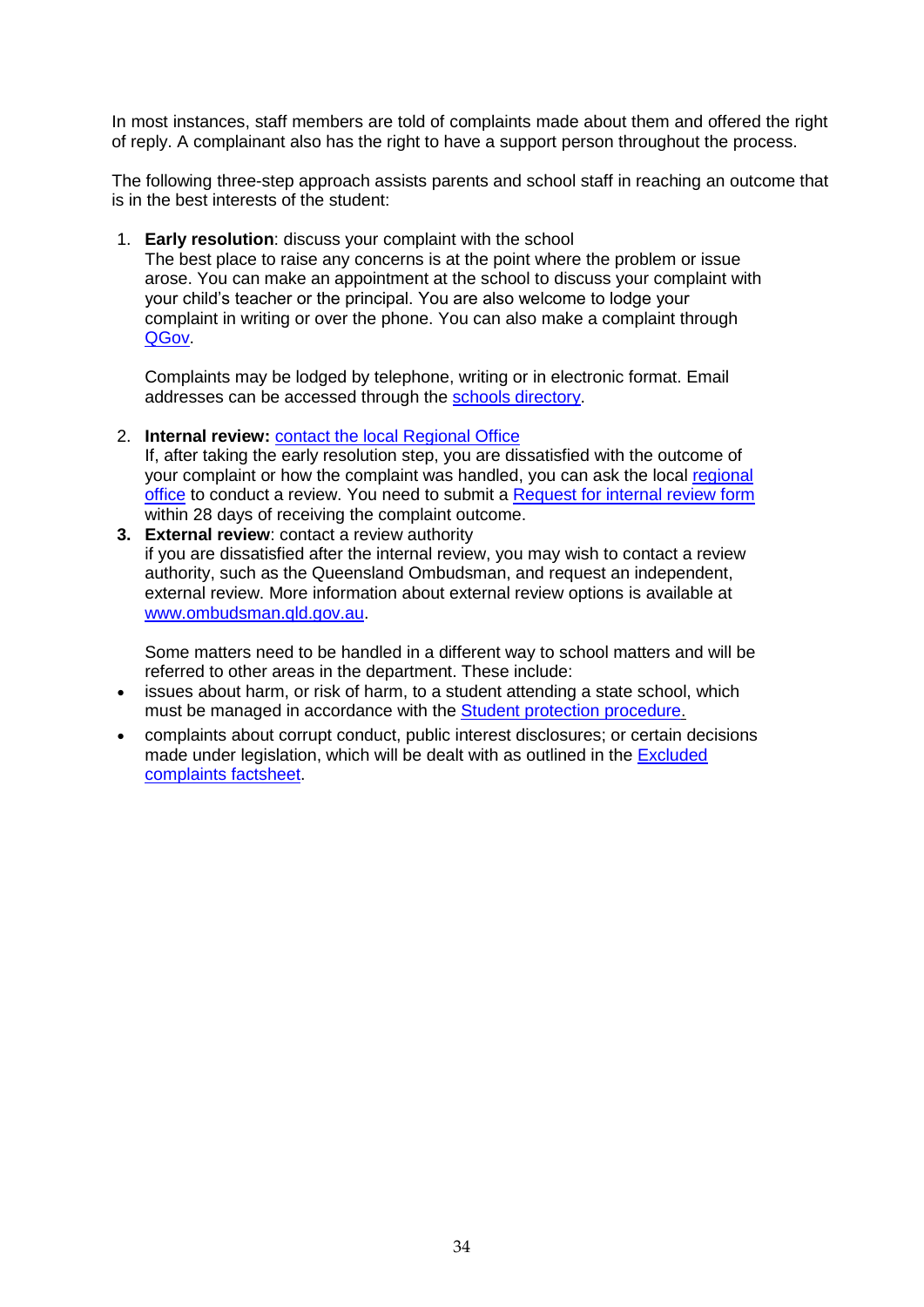In most instances, staff members are told of complaints made about them and offered the right of reply. A complainant also has the right to have a support person throughout the process.

The following three-step approach assists parents and school staff in reaching an outcome that is in the best interests of the student:

1. **Early resolution**: discuss your complaint with the school
   The best place to raise any concerns is at the point where the problem or issue arose. You can make an appointment at the school to discuss your complaint with your child's teacher or the principal. You are also welcome to lodge your complaint in writing or over the phone. You can also make a complaint through QGov.

   Complaints may be lodged by telephone, writing or in electronic format. Email addresses can be accessed through the schools directory.

2. **Internal review:** contact the local Regional Office
   If, after taking the early resolution step, you are dissatisfied with the outcome of your complaint or how the complaint was handled, you can ask the local regional office to conduct a review. You need to submit a Request for internal review form within 28 days of receiving the complaint outcome.
3. **External review**: contact a review authority
   if you are dissatisfied after the internal review, you may wish to contact a review authority, such as the Queensland Ombudsman, and request an independent, external review. More information about external review options is available at www.ombudsman.qld.gov.au.

   Some matters need to be handled in a different way to school matters and will be referred to other areas in the department. These include:

- issues about harm, or risk of harm, to a student attending a state school, which must be managed in accordance with the Student protection procedure.
- complaints about corrupt conduct, public interest disclosures; or certain decisions made under legislation, which will be dealt with as outlined in the Excluded complaints factsheet.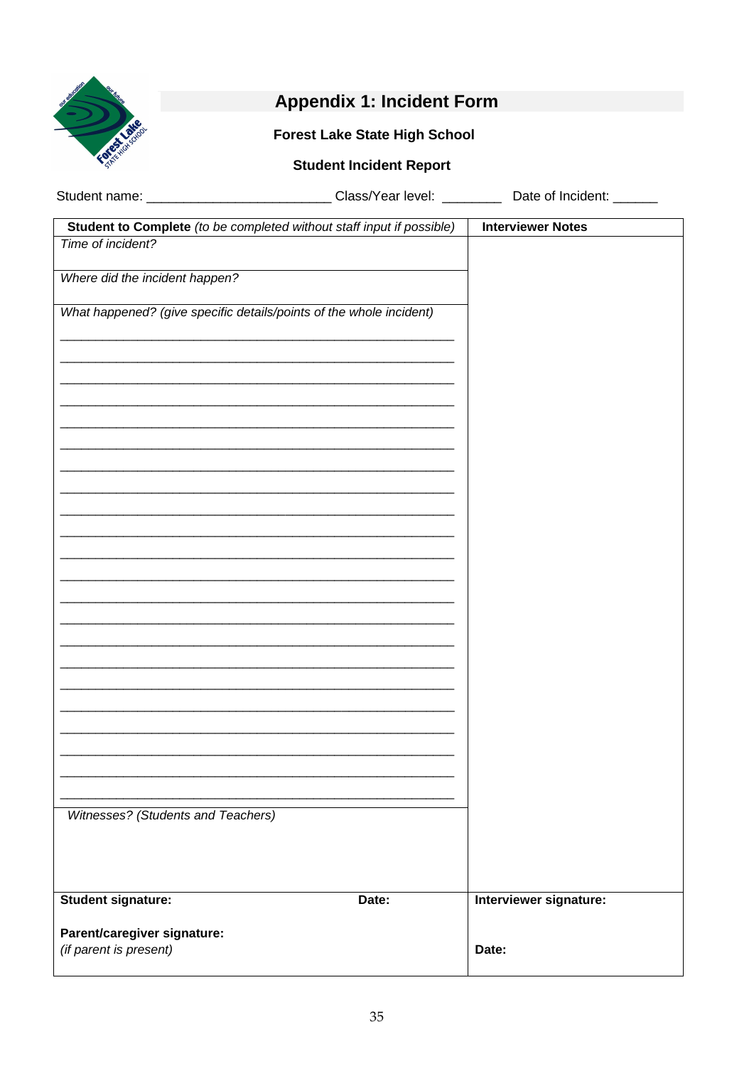# Appendix 1: Incident Form

**Forest Lake State High School**

**Student Incident Report**

Student name: _________________________ Class/Year level: ________ Date of Incident: ______

| **Student to Complete** *(to be completed without staff input if possible)* | **Interviewer Notes** |
|---|---|
| *Time of incident?* | |
| *Where did the incident happen?* | |
| *What happened? (give specific details/points of the whole incident)*<br>_____________________________________________________<br>_____________________________________________________<br>_____________________________________________________<br>_____________________________________________________<br>_____________________________________________________<br>_____________________________________________________<br>_____________________________________________________<br>_____________________________________________________<br>_____________________________________________________<br>_____________________________________________________<br>_____________________________________________________<br>_____________________________________________________<br>_____________________________________________________<br>_____________________________________________________<br>_____________________________________________________<br>_____________________________________________________<br>_____________________________________________________<br>_____________________________________________________<br>_____________________________________________________<br>_____________________________________________________<br>_____________________________________________________<br>_____________________________________________________ | |
| *Witnesses? (Students and Teachers)* | |
| **Student signature:** **Date:**<br><br>**Parent/caregiver signature:**<br>*(if parent is present)* | **Interviewer signature:**<br><br>**Date:** |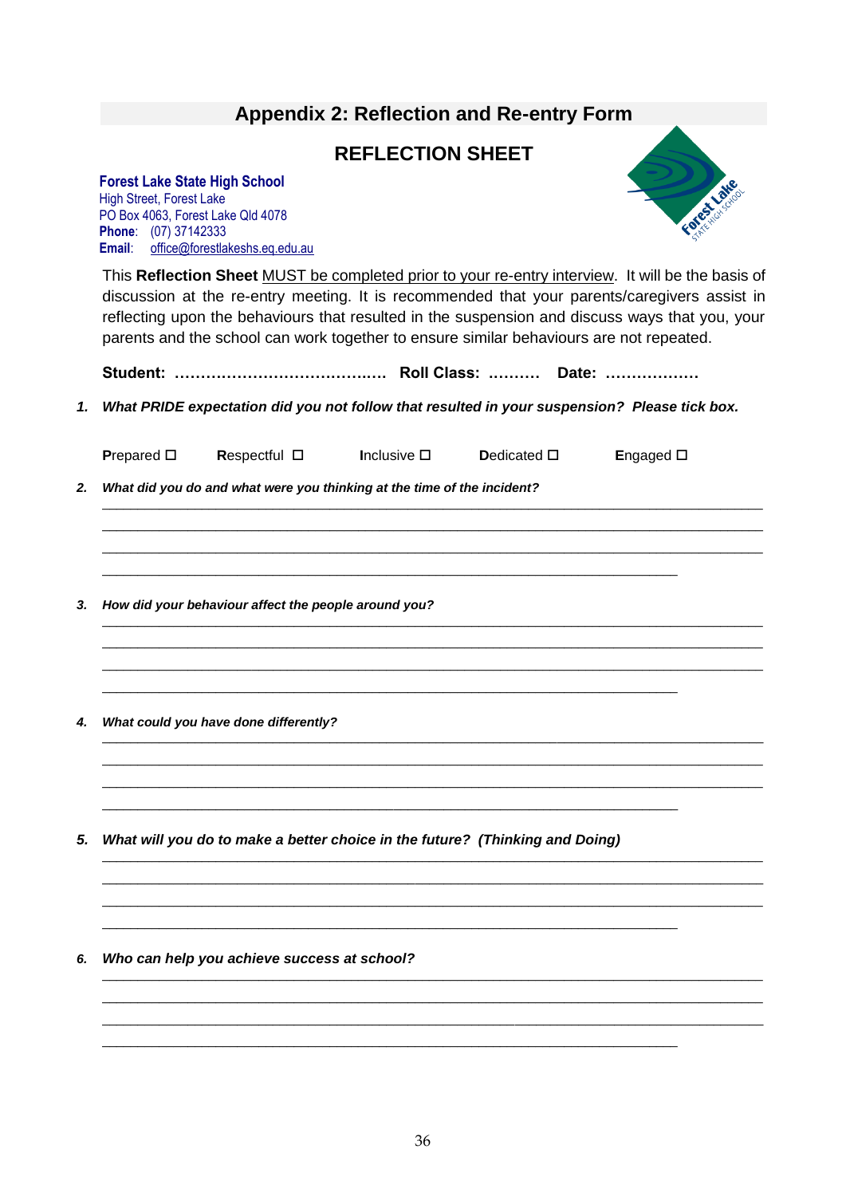## Appendix 2: Reflection and Re-entry Form

### REFLECTION SHEET

**Forest Lake State High School**
High Street, Forest Lake
PO Box 4063, Forest Lake Qld 4078
**Phone**: (07) 37142333
**Email**: office@forestlakeshs.eq.edu.au

This **Reflection Sheet** MUST be completed prior to your re-entry interview. It will be the basis of discussion at the re-entry meeting. It is recommended that your parents/caregivers assist in reflecting upon the behaviours that resulted in the suspension and discuss ways that you, your parents and the school can work together to ensure similar behaviours are not repeated.

**Student: ……………………………….…. Roll Class: ………. Date: ………………**

1. ***What PRIDE expectation did you not follow that resulted in your suspension? Please tick box.***

**P**repared ☐ **R**espectful ☐ **I**nclusive ☐ **D**edicated ☐ **E**ngaged ☐

2. ***What did you do and what were you thinking at the time of the incident?***

______________________________________________________________________________
______________________________________________________________________________
______________________________________________________________________________
_________________________________________________________________

3. ***How did your behaviour affect the people around you?***

______________________________________________________________________________
______________________________________________________________________________
______________________________________________________________________________
_________________________________________________________________

4. ***What could you have done differently?***

______________________________________________________________________________
______________________________________________________________________________
______________________________________________________________________________
_________________________________________________________________

5. ***What will you do to make a better choice in the future? (Thinking and Doing)***

______________________________________________________________________________
______________________________________________________________________________
______________________________________________________________________________
_________________________________________________________________

6. ***Who can help you achieve success at school?***

______________________________________________________________________________
______________________________________________________________________________
______________________________________________________________________________
_________________________________________________________________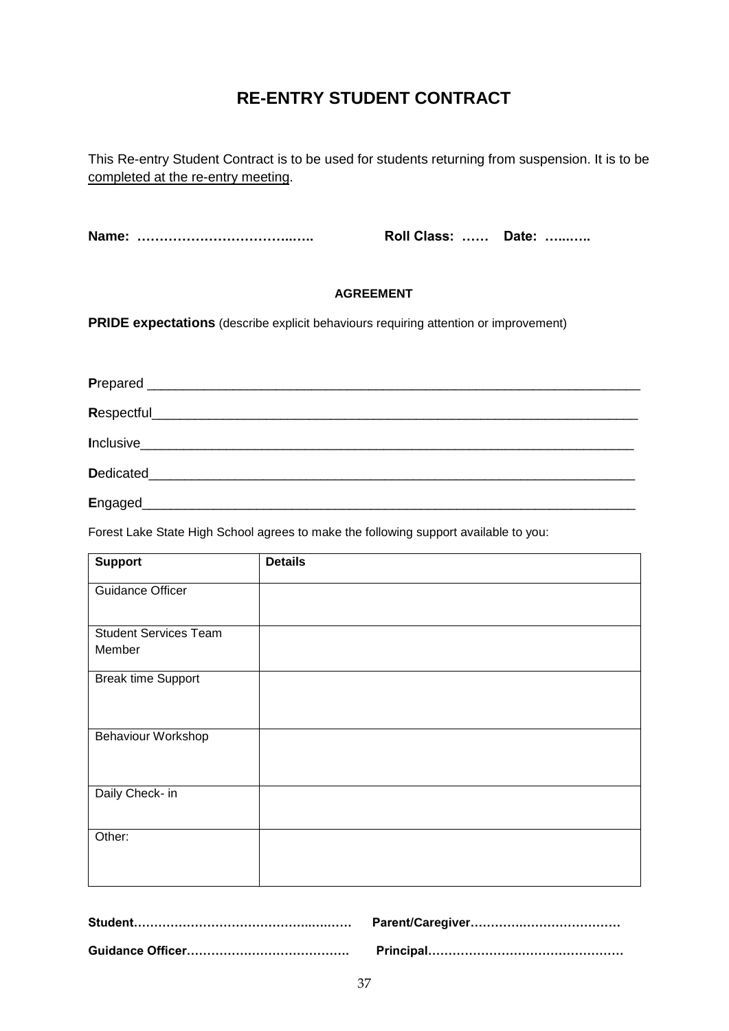# RE-ENTRY STUDENT CONTRACT

This Re-entry Student Contract is to be used for students returning from suspension. It is to be completed at the re-entry meeting.

**Name: ……………………………..…..** **Roll Class: ……** **Date: …..…..**

**AGREEMENT**

**PRIDE expectations** (describe explicit behaviours requiring attention or improvement)

**P**repared ___________________________________________________________________

**R**espectful__________________________________________________________________

**I**nclusive___________________________________________________________________

**D**edicated__________________________________________________________________

**E**ngaged___________________________________________________________________

Forest Lake State High School agrees to make the following support available to you:

| Support | Details |
|---|---|
| Guidance Officer | |
| Student Services Team Member | |
| Break time Support | |
| Behaviour Workshop | |
| Daily Check- in | |
| Other: | |

**Student………………………………………..………** **Parent/Caregiver……………………………….**

**Guidance Officer………………………………….** **Principal…………………………………………**